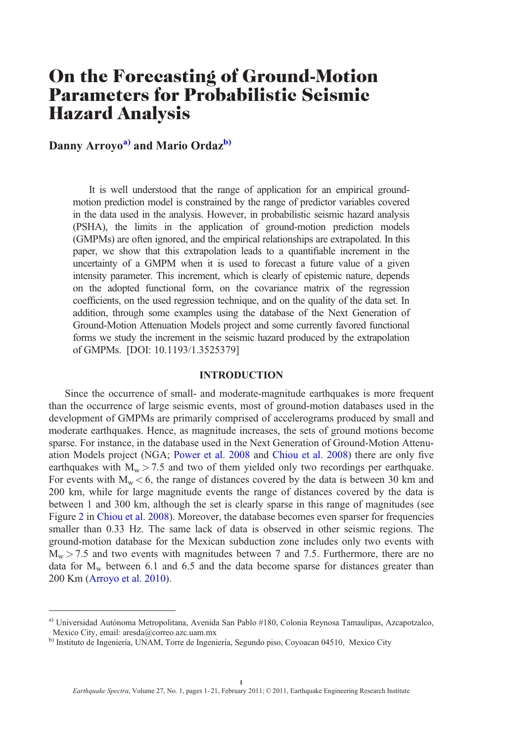# On the Forecasting of Ground-Motion Parameters for Probabilistic Seismic Hazard Analysis

**Danny Arroyo**[a] **and Mario Ordaz**[b]

It is well understood that the range of application for an empirical ground-motion prediction model is constrained by the range of predictor variables covered in the data used in the analysis. However, in probabilistic seismic hazard analysis (PSHA), the limits in the application of ground-motion prediction models (GMPMs) are often ignored, and the empirical relationships are extrapolated. In this paper, we show that this extrapolation leads to a quantifiable increment in the uncertainty of a GMPM when it is used to forecast a future value of a given intensity parameter. This increment, which is clearly of epistemic nature, depends on the adopted functional form, on the covariance matrix of the regression coefficients, on the used regression technique, and on the quality of the data set. In addition, through some examples using the database of the Next Generation of Ground-Motion Attenuation Models project and some currently favored functional forms we study the increment in the seismic hazard produced by the extrapolation of GMPMs. [DOI: 10.1193/1.3525379]

## INTRODUCTION

Since the occurrence of small- and moderate-magnitude earthquakes is more frequent than the occurrence of large seismic events, most of ground-motion databases used in the development of GMPMs are primarily comprised of accelerograms produced by small and moderate earthquakes. Hence, as magnitude increases, the sets of ground motions become sparse. For instance, in the database used in the Next Generation of Ground-Motion Attenuation Models project (NGA; Power et al. 2008 and Chiou et al. 2008) there are only five earthquakes with $M_w > 7.5$ and two of them yielded only two recordings per earthquake. For events with $M_w < 6$, the range of distances covered by the data is between 30 km and 200 km, while for large magnitude events the range of distances covered by the data is between 1 and 300 km, although the set is clearly sparse in this range of magnitudes (see Figure 2 in Chiou et al. 2008). Moreover, the database becomes even sparser for frequencies smaller than 0.33 Hz. The same lack of data is observed in other seismic regions. The ground-motion database for the Mexican subduction zone includes only two events with $M_w > 7.5$ and two events with magnitudes between 7 and 7.5. Furthermore, there are no data for $M_w$ between 6.1 and 6.5 and the data become sparse for distances greater than 200 Km (Arroyo et al. 2010).

---

[a] Universidad Autónoma Metropolitana, Avenida San Pablo #180, Colonia Reynosa Tamaulipas, Azcapotzalco, Mexico City, email: aresda@correo.azc.uam.mx

[b] Instituto de Ingeniería, UNAM, Torre de Ingeniería, Segundo piso, Coyoacan 04510, Mexico City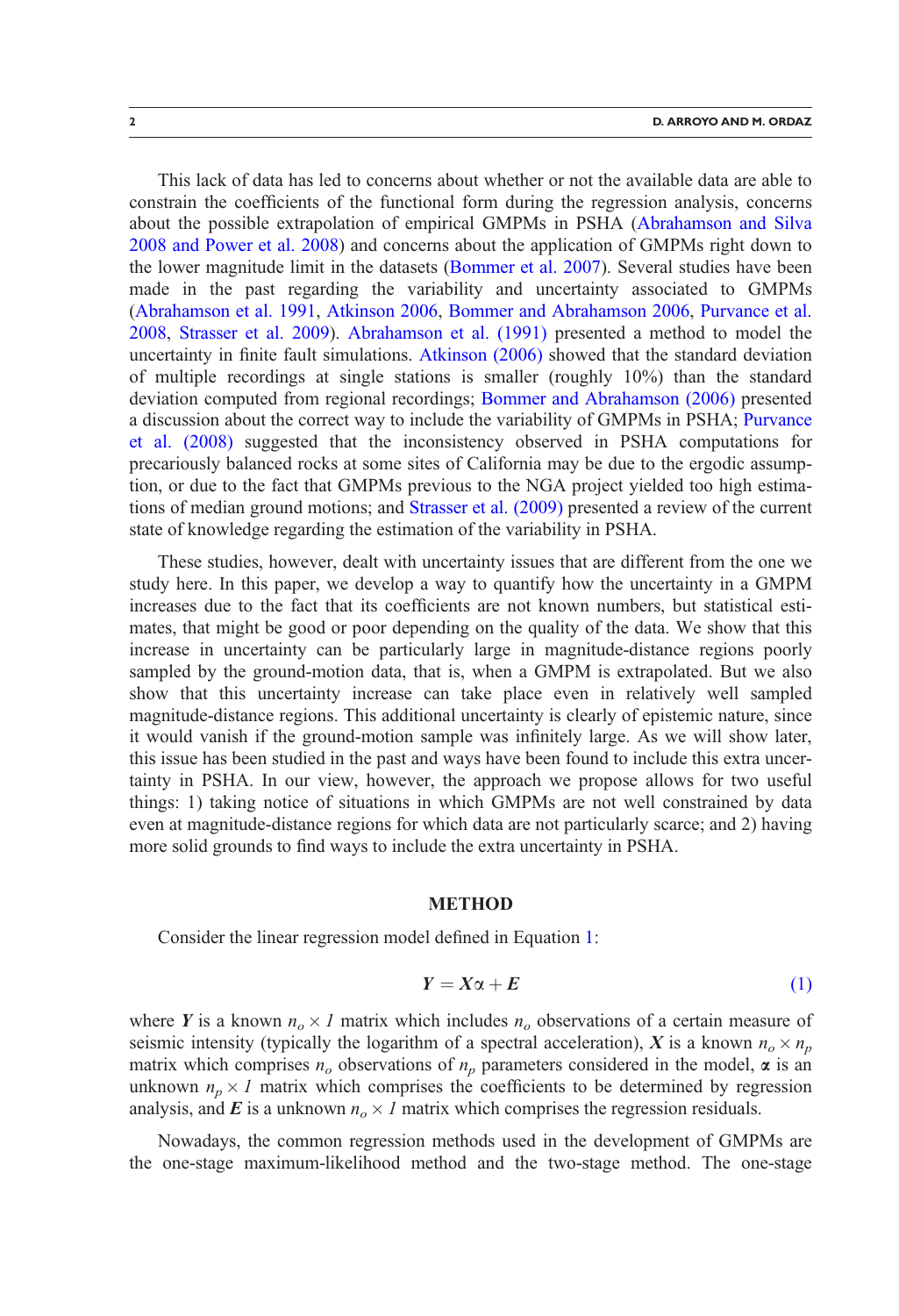This lack of data has led to concerns about whether or not the available data are able to constrain the coefficients of the functional form during the regression analysis, concerns about the possible extrapolation of empirical GMPMs in PSHA (Abrahamson and Silva 2008 and Power et al. 2008) and concerns about the application of GMPMs right down to the lower magnitude limit in the datasets (Bommer et al. 2007). Several studies have been made in the past regarding the variability and uncertainty associated to GMPMs (Abrahamson et al. 1991, Atkinson 2006, Bommer and Abrahamson 2006, Purvance et al. 2008, Strasser et al. 2009). Abrahamson et al. (1991) presented a method to model the uncertainty in finite fault simulations. Atkinson (2006) showed that the standard deviation of multiple recordings at single stations is smaller (roughly 10%) than the standard deviation computed from regional recordings; Bommer and Abrahamson (2006) presented a discussion about the correct way to include the variability of GMPMs in PSHA; Purvance et al. (2008) suggested that the inconsistency observed in PSHA computations for precariously balanced rocks at some sites of California may be due to the ergodic assumption, or due to the fact that GMPMs previous to the NGA project yielded too high estimations of median ground motions; and Strasser et al. (2009) presented a review of the current state of knowledge regarding the estimation of the variability in PSHA.

These studies, however, dealt with uncertainty issues that are different from the one we study here. In this paper, we develop a way to quantify how the uncertainty in a GMPM increases due to the fact that its coefficients are not known numbers, but statistical estimates, that might be good or poor depending on the quality of the data. We show that this increase in uncertainty can be particularly large in magnitude-distance regions poorly sampled by the ground-motion data, that is, when a GMPM is extrapolated. But we also show that this uncertainty increase can take place even in relatively well sampled magnitude-distance regions. This additional uncertainty is clearly of epistemic nature, since it would vanish if the ground-motion sample was infinitely large. As we will show later, this issue has been studied in the past and ways have been found to include this extra uncertainty in PSHA. In our view, however, the approach we propose allows for two useful things: 1) taking notice of situations in which GMPMs are not well constrained by data even at magnitude-distance regions for which data are not particularly scarce; and 2) having more solid grounds to find ways to include the extra uncertainty in PSHA.

## METHOD

Consider the linear regression model defined in Equation 1:

$$\boldsymbol{Y} = \boldsymbol{X}\boldsymbol{\alpha} + \boldsymbol{E} \tag{1}$$

where $\boldsymbol{Y}$ is a known $n_o \times 1$ matrix which includes $n_o$ observations of a certain measure of seismic intensity (typically the logarithm of a spectral acceleration), $\boldsymbol{X}$ is a known $n_o \times n_p$ matrix which comprises $n_o$ observations of $n_p$ parameters considered in the model, $\boldsymbol{\alpha}$ is an unknown $n_p \times 1$ matrix which comprises the coefficients to be determined by regression analysis, and $\boldsymbol{E}$ is a unknown $n_o \times 1$ matrix which comprises the regression residuals.

Nowadays, the common regression methods used in the development of GMPMs are the one-stage maximum-likelihood method and the two-stage method. The one-stage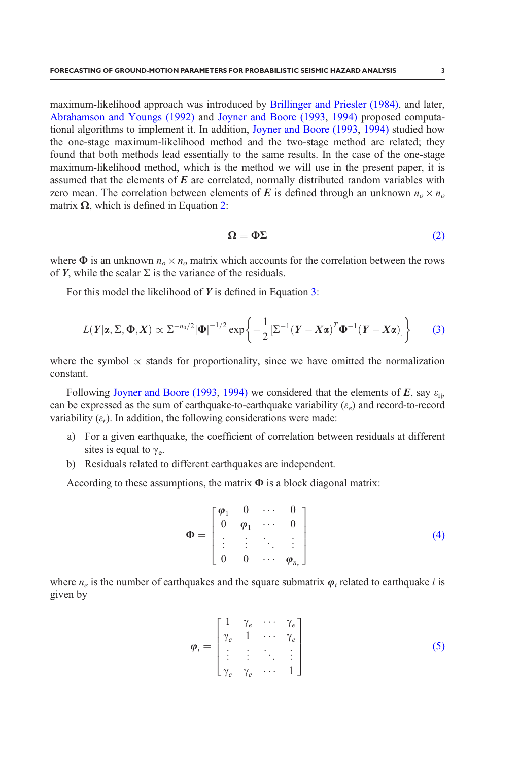maximum-likelihood approach was introduced by Brillinger and Priesler (1984), and later, Abrahamson and Youngs (1992) and Joyner and Boore (1993, 1994) proposed computational algorithms to implement it. In addition, Joyner and Boore (1993, 1994) studied how the one-stage maximum-likelihood method and the two-stage method are related; they found that both methods lead essentially to the same results. In the case of the one-stage maximum-likelihood method, which is the method we will use in the present paper, it is assumed that the elements of $\boldsymbol{E}$ are correlated, normally distributed random variables with zero mean. The correlation between elements of $\boldsymbol{E}$ is defined through an unknown $n_o \times n_o$ matrix $\boldsymbol{\Omega}$, which is defined in Equation 2:

$$\boldsymbol{\Omega} = \boldsymbol{\Phi\Sigma} \tag{2}$$

where $\boldsymbol{\Phi}$ is an unknown $n_o \times n_o$ matrix which accounts for the correlation between the rows of $\boldsymbol{Y}$, while the scalar $\Sigma$ is the variance of the residuals.

For this model the likelihood of $\boldsymbol{Y}$ is defined in Equation 3:

$$L(\boldsymbol{Y}|\boldsymbol{\alpha}, \Sigma, \boldsymbol{\Phi}, \boldsymbol{X}) \propto \Sigma^{-n_0/2}|\boldsymbol{\Phi}|^{-1/2} \exp\left\{-\frac{1}{2}[\Sigma^{-1}(\boldsymbol{Y}-\boldsymbol{X\alpha})^T\boldsymbol{\Phi}^{-1}(\boldsymbol{Y}-\boldsymbol{X\alpha})]\right\} \tag{3}$$

where the symbol $\propto$ stands for proportionality, since we have omitted the normalization constant.

Following Joyner and Boore (1993, 1994) we considered that the elements of $\boldsymbol{E}$, say $\varepsilon_{ij}$, can be expressed as the sum of earthquake-to-earthquake variability ($\varepsilon_e$) and record-to-record variability ($\varepsilon_r$). In addition, the following considerations were made:

a) For a given earthquake, the coefficient of correlation between residuals at different sites is equal to $\gamma_e$.
b) Residuals related to different earthquakes are independent.

According to these assumptions, the matrix $\boldsymbol{\Phi}$ is a block diagonal matrix:

$$\boldsymbol{\Phi} = \begin{bmatrix} \boldsymbol{\varphi}_1 & 0 & \cdots & 0 \\ 0 & \boldsymbol{\varphi}_1 & \cdots & 0 \\ \vdots & \vdots & \ddots & \vdots \\ 0 & 0 & \cdots & \boldsymbol{\varphi}_{n_e} \end{bmatrix} \tag{4}$$

where $n_e$ is the number of earthquakes and the square submatrix $\boldsymbol{\varphi}_i$ related to earthquake $i$ is given by

$$\boldsymbol{\varphi}_i = \begin{bmatrix} 1 & \gamma_e & \cdots & \gamma_e \\ \gamma_e & 1 & \cdots & \gamma_e \\ \vdots & \vdots & \ddots & \vdots \\ \gamma_e & \gamma_e & \cdots & 1 \end{bmatrix} \tag{5}$$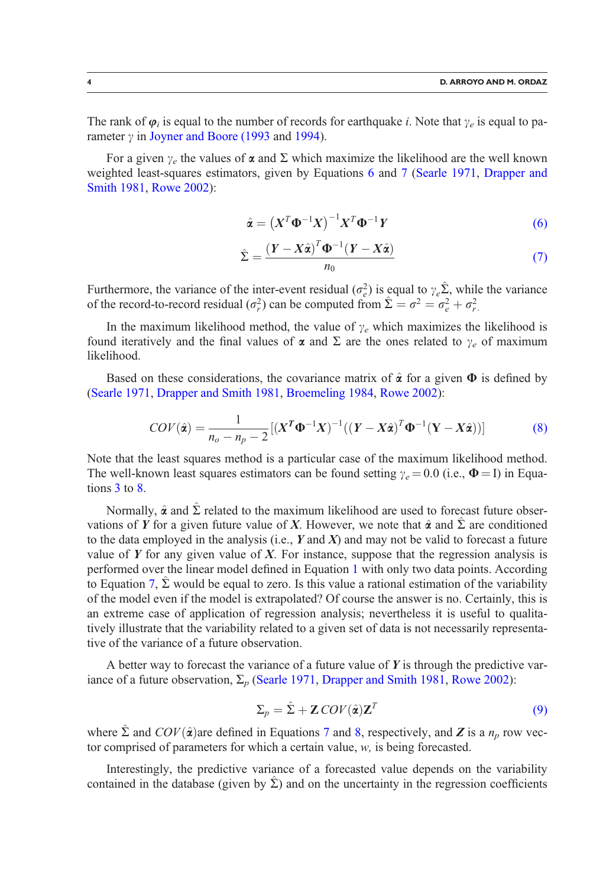The rank of $\boldsymbol{\varphi}_i$ is equal to the number of records for earthquake $i$. Note that $\gamma_e$ is equal to parameter $\gamma$ in Joyner and Boore (1993 and 1994).

For a given $\gamma_e$ the values of $\boldsymbol{\alpha}$ and $\Sigma$ which maximize the likelihood are the well known weighted least-squares estimators, given by Equations 6 and 7 (Searle 1971, Drapper and Smith 1981, Rowe 2002):

$$\hat{\boldsymbol{\alpha}} = \left(\boldsymbol{X}^T \boldsymbol{\Phi}^{-1} \boldsymbol{X}\right)^{-1} \boldsymbol{X}^T \boldsymbol{\Phi}^{-1} \boldsymbol{Y} \tag{6}$$

$$\hat{\Sigma} = \frac{(\boldsymbol{Y} - \boldsymbol{X}\hat{\boldsymbol{\alpha}})^T \boldsymbol{\Phi}^{-1} (\boldsymbol{Y} - \boldsymbol{X}\hat{\boldsymbol{\alpha}})}{n_0} \tag{7}$$

Furthermore, the variance of the inter-event residual ($\sigma_e^2$) is equal to $\gamma_e \hat{\Sigma}$, while the variance of the record-to-record residual ($\sigma_r^2$) can be computed from $\hat{\Sigma} = \sigma^2 = \sigma_e^2 + \sigma_r^2$.

In the maximum likelihood method, the value of $\gamma_e$ which maximizes the likelihood is found iteratively and the final values of $\boldsymbol{\alpha}$ and $\Sigma$ are the ones related to $\gamma_e$ of maximum likelihood.

Based on these considerations, the covariance matrix of $\hat{\boldsymbol{\alpha}}$ for a given $\boldsymbol{\Phi}$ is defined by (Searle 1971, Drapper and Smith 1981, Broemeling 1984, Rowe 2002):

$$COV(\hat{\boldsymbol{\alpha}}) = \frac{1}{n_o - n_p - 2} \left[ (\boldsymbol{X}^T \boldsymbol{\Phi}^{-1} \boldsymbol{X})^{-1} ((\boldsymbol{Y} - \boldsymbol{X}\hat{\boldsymbol{\alpha}})^T \boldsymbol{\Phi}^{-1} (\mathbf{Y} - \boldsymbol{X}\hat{\boldsymbol{\alpha}})) \right] \tag{8}$$

Note that the least squares method is a particular case of the maximum likelihood method. The well-known least squares estimators can be found setting $\gamma_e = 0.0$ (i.e., $\boldsymbol{\Phi} = \mathrm{I}$) in Equations 3 to 8.

Normally, $\hat{\boldsymbol{\alpha}}$ and $\hat{\Sigma}$ related to the maximum likelihood are used to forecast future observations of $\boldsymbol{Y}$ for a given future value of $\boldsymbol{X}$. However, we note that $\hat{\boldsymbol{\alpha}}$ and $\hat{\Sigma}$ are conditioned to the data employed in the analysis (i.e., $\boldsymbol{Y}$ and $\boldsymbol{X}$) and may not be valid to forecast a future value of $\boldsymbol{Y}$ for any given value of $\boldsymbol{X}$. For instance, suppose that the regression analysis is performed over the linear model defined in Equation 1 with only two data points. According to Equation 7, $\hat{\Sigma}$ would be equal to zero. Is this value a rational estimation of the variability of the model even if the model is extrapolated? Of course the answer is no. Certainly, this is an extreme case of application of regression analysis; nevertheless it is useful to qualitatively illustrate that the variability related to a given set of data is not necessarily representative of the variance of a future observation.

A better way to forecast the variance of a future value of $\boldsymbol{Y}$ is through the predictive variance of a future observation, $\Sigma_p$ (Searle 1971, Drapper and Smith 1981, Rowe 2002):

$$\Sigma_p = \hat{\Sigma} + \mathbf{Z}\, COV(\hat{\boldsymbol{\alpha}}) \mathbf{Z}^T \tag{9}$$

where $\hat{\Sigma}$ and $COV(\hat{\boldsymbol{\alpha}})$ are defined in Equations 7 and 8, respectively, and $\boldsymbol{Z}$ is a $n_p$ row vector comprised of parameters for which a certain value, $w$, is being forecasted.

Interestingly, the predictive variance of a forecasted value depends on the variability contained in the database (given by $\hat{\Sigma}$) and on the uncertainty in the regression coefficients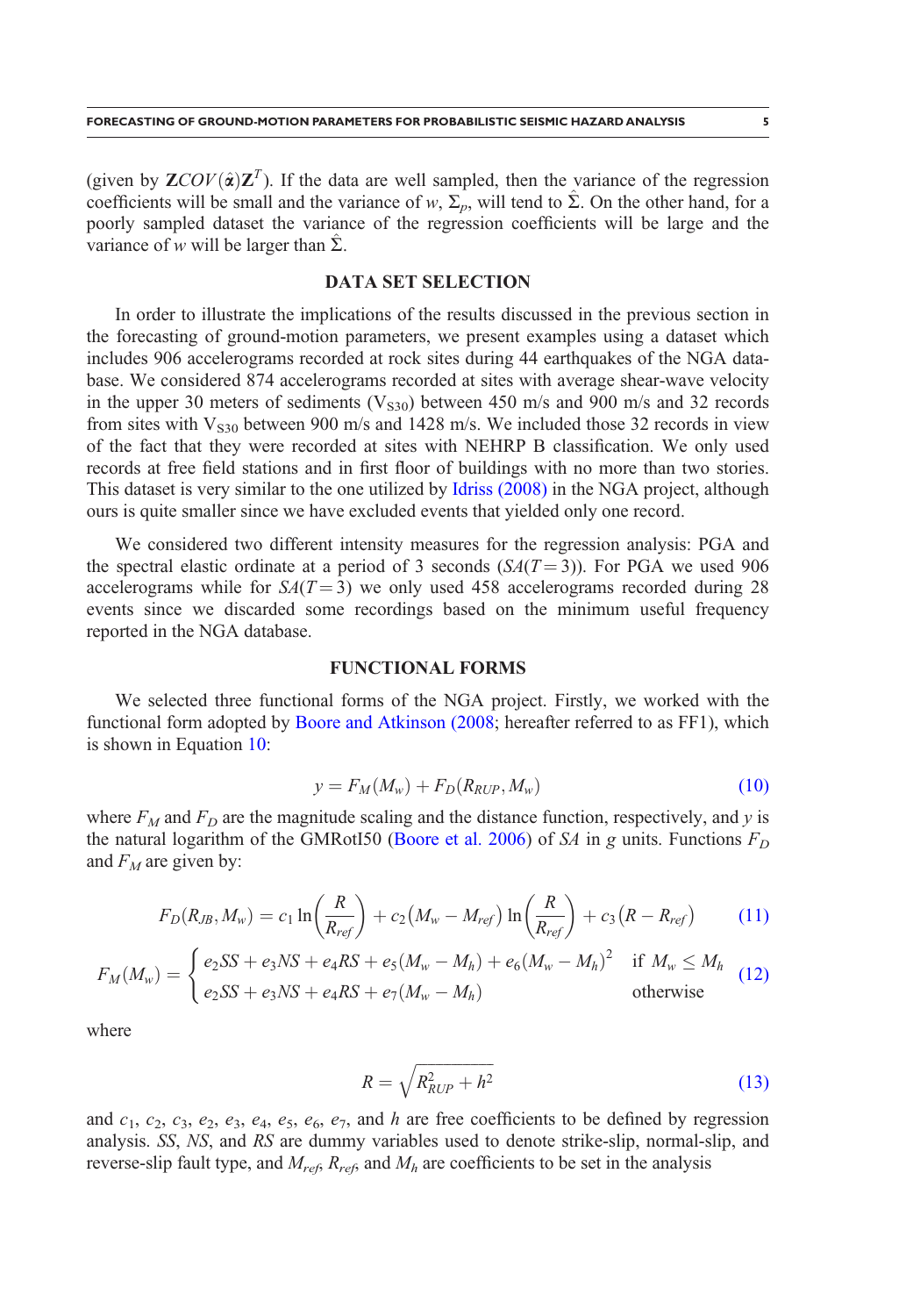(given by $\mathbf{Z}COV(\hat{\boldsymbol{\alpha}})\mathbf{Z}^T$). If the data are well sampled, then the variance of the regression coefficients will be small and the variance of $w$, $\Sigma_p$, will tend to $\hat{\Sigma}$. On the other hand, for a poorly sampled dataset the variance of the regression coefficients will be large and the variance of $w$ will be larger than $\hat{\Sigma}$.

## DATA SET SELECTION

In order to illustrate the implications of the results discussed in the previous section in the forecasting of ground-motion parameters, we present examples using a dataset which includes 906 accelerograms recorded at rock sites during 44 earthquakes of the NGA database. We considered 874 accelerograms recorded at sites with average shear-wave velocity in the upper 30 meters of sediments ($V_{S30}$) between 450 m/s and 900 m/s and 32 records from sites with $V_{S30}$ between 900 m/s and 1428 m/s. We included those 32 records in view of the fact that they were recorded at sites with NEHRP B classification. We only used records at free field stations and in first floor of buildings with no more than two stories. This dataset is very similar to the one utilized by Idriss (2008) in the NGA project, although ours is quite smaller since we have excluded events that yielded only one record.

We considered two different intensity measures for the regression analysis: PGA and the spectral elastic ordinate at a period of 3 seconds ($SA(T=3)$). For PGA we used 906 accelerograms while for $SA(T=3)$ we only used 458 accelerograms recorded during 28 events since we discarded some recordings based on the minimum useful frequency reported in the NGA database.

## FUNCTIONAL FORMS

We selected three functional forms of the NGA project. Firstly, we worked with the functional form adopted by Boore and Atkinson (2008; hereafter referred to as FF1), which is shown in Equation 10:

$$y = F_M(M_w) + F_D(R_{RUP}, M_w) \tag{10}$$

where $F_M$ and $F_D$ are the magnitude scaling and the distance function, respectively, and $y$ is the natural logarithm of the GMRotI50 (Boore et al. 2006) of $SA$ in $g$ units. Functions $F_D$ and $F_M$ are given by:

$$F_D(R_{JB}, M_w) = c_1 \ln\left(\frac{R}{R_{ref}}\right) + c_2\left(M_w - M_{ref}\right)\ln\left(\frac{R}{R_{ref}}\right) + c_3\left(R - R_{ref}\right) \tag{11}$$

$$F_M(M_w) = \begin{cases} e_2 SS + e_3 NS + e_4 RS + e_5(M_w - M_h) + e_6(M_w - M_h)^2 & \text{if } M_w \le M_h \\ e_2 SS + e_3 NS + e_4 RS + e_7(M_w - M_h) & \text{otherwise} \end{cases} \tag{12}$$

where

$$R = \sqrt{R_{RUP}^2 + h^2} \tag{13}$$

and $c_1$, $c_2$, $c_3$, $e_2$, $e_3$, $e_4$, $e_5$, $e_6$, $e_7$, and $h$ are free coefficients to be defined by regression analysis. $SS$, $NS$, and $RS$ are dummy variables used to denote strike-slip, normal-slip, and reverse-slip fault type, and $M_{ref}$, $R_{ref}$, and $M_h$ are coefficients to be set in the analysis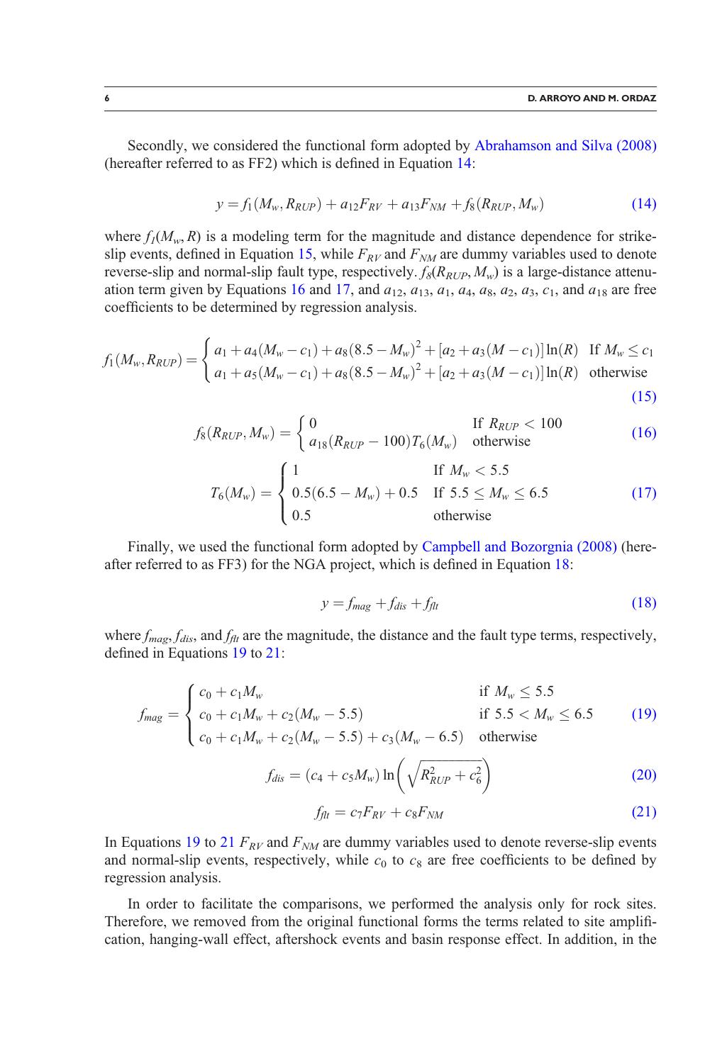Secondly, we considered the functional form adopted by Abrahamson and Silva (2008) (hereafter referred to as FF2) which is defined in Equation 14:

$$y = f_1(M_w, R_{RUP}) + a_{12}F_{RV} + a_{13}F_{NM} + f_8(R_{RUP}, M_w) \tag{14}$$

where $f_1(M_w, R)$ is a modeling term for the magnitude and distance dependence for strike-slip events, defined in Equation 15, while $F_{RV}$ and $F_{NM}$ are dummy variables used to denote reverse-slip and normal-slip fault type, respectively. $f_8(R_{RUP}, M_w)$ is a large-distance attenuation term given by Equations 16 and 17, and $a_{12}$, $a_{13}$, $a_1$, $a_4$, $a_8$, $a_2$, $a_3$, $c_1$, and $a_{18}$ are free coefficients to be determined by regression analysis.

$$f_1(M_w, R_{RUP}) = \begin{cases} a_1 + a_4(M_w - c_1) + a_8(8.5 - M_w)^2 + [a_2 + a_3(M - c_1)]\ln(R) & \text{If } M_w \leq c_1 \\ a_1 + a_5(M_w - c_1) + a_8(8.5 - M_w)^2 + [a_2 + a_3(M - c_1)]\ln(R) & \text{otherwise} \end{cases} \tag{15}$$

$$f_8(R_{RUP}, M_w) = \begin{cases} 0 & \text{If } R_{RUP} < 100 \\ a_{18}(R_{RUP} - 100)T_6(M_w) & \text{otherwise} \end{cases} \tag{16}$$

$$T_6(M_w) = \begin{cases} 1 & \text{If } M_w < 5.5 \\ 0.5(6.5 - M_w) + 0.5 & \text{If } 5.5 \leq M_w \leq 6.5 \\ 0.5 & \text{otherwise} \end{cases} \tag{17}$$

Finally, we used the functional form adopted by Campbell and Bozorgnia (2008) (hereafter referred to as FF3) for the NGA project, which is defined in Equation 18:

$$y = f_{mag} + f_{dis} + f_{flt} \tag{18}$$

where $f_{mag}$, $f_{dis}$, and $f_{flt}$ are the magnitude, the distance and the fault type terms, respectively, defined in Equations 19 to 21:

$$f_{mag} = \begin{cases} c_0 + c_1 M_w & \text{if } M_w \leq 5.5 \\ c_0 + c_1 M_w + c_2(M_w - 5.5) & \text{if } 5.5 < M_w \leq 6.5 \\ c_0 + c_1 M_w + c_2(M_w - 5.5) + c_3(M_w - 6.5) & \text{otherwise} \end{cases} \tag{19}$$

$$f_{dis} = (c_4 + c_5 M_w)\ln\left(\sqrt{R_{RUP}^2 + c_6^2}\right) \tag{20}$$

$$f_{flt} = c_7 F_{RV} + c_8 F_{NM} \tag{21}$$

In Equations 19 to 21 $F_{RV}$ and $F_{NM}$ are dummy variables used to denote reverse-slip events and normal-slip events, respectively, while $c_0$ to $c_8$ are free coefficients to be defined by regression analysis.

In order to facilitate the comparisons, we performed the analysis only for rock sites. Therefore, we removed from the original functional forms the terms related to site amplification, hanging-wall effect, aftershock events and basin response effect. In addition, in the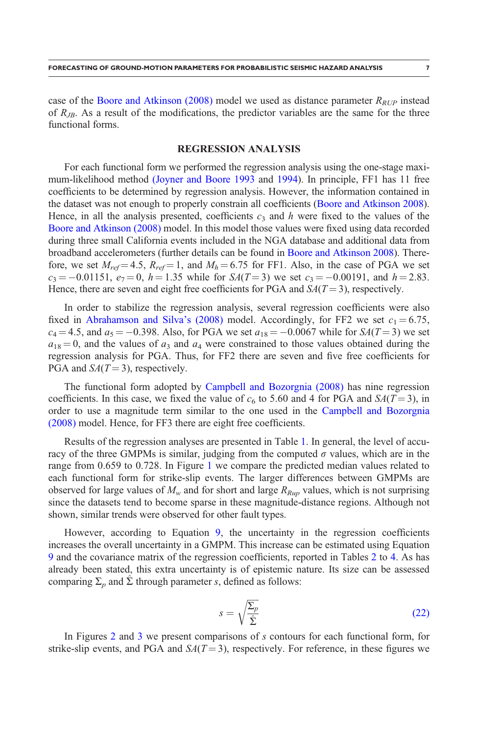case of the Boore and Atkinson (2008) model we used as distance parameter $R_{RUP}$ instead of $R_{JB}$. As a result of the modifications, the predictor variables are the same for the three functional forms.

## REGRESSION ANALYSIS

For each functional form we performed the regression analysis using the one-stage maximum-likelihood method (Joyner and Boore 1993 and 1994). In principle, FF1 has 11 free coefficients to be determined by regression analysis. However, the information contained in the dataset was not enough to properly constrain all coefficients (Boore and Atkinson 2008). Hence, in all the analysis presented, coefficients $c_3$ and $h$ were fixed to the values of the Boore and Atkinson (2008) model. In this model those values were fixed using data recorded during three small California events included in the NGA database and additional data from broadband accelerometers (further details can be found in Boore and Atkinson 2008). Therefore, we set $M_{ref} = 4.5$, $R_{ref} = 1$, and $M_h = 6.75$ for FF1. Also, in the case of PGA we set $c_3 = -0.01151$, $e_7 = 0$, $h = 1.35$ while for $SA(T = 3)$ we set $c_3 = -0.00191$, and $h = 2.83$. Hence, there are seven and eight free coefficients for PGA and $SA(T = 3)$, respectively.

In order to stabilize the regression analysis, several regression coefficients were also fixed in Abrahamson and Silva's (2008) model. Accordingly, for FF2 we set $c_1 = 6.75$, $c_4 = 4.5$, and $a_5 = -0.398$. Also, for PGA we set $a_{18} = -0.0067$ while for $SA(T = 3)$ we set $a_{18} = 0$, and the values of $a_3$ and $a_4$ were constrained to those values obtained during the regression analysis for PGA. Thus, for FF2 there are seven and five free coefficients for PGA and $SA(T = 3)$, respectively.

The functional form adopted by Campbell and Bozorgnia (2008) has nine regression coefficients. In this case, we fixed the value of $c_6$ to 5.60 and 4 for PGA and $SA(T = 3)$, in order to use a magnitude term similar to the one used in the Campbell and Bozorgnia (2008) model. Hence, for FF3 there are eight free coefficients.

Results of the regression analyses are presented in Table 1. In general, the level of accuracy of the three GMPMs is similar, judging from the computed $\sigma$ values, which are in the range from 0.659 to 0.728. In Figure 1 we compare the predicted median values related to each functional form for strike-slip events. The larger differences between GMPMs are observed for large values of $M_w$ and for short and large $R_{Rup}$ values, which is not surprising since the datasets tend to become sparse in these magnitude-distance regions. Although not shown, similar trends were observed for other fault types.

However, according to Equation 9, the uncertainty in the regression coefficients increases the overall uncertainty in a GMPM. This increase can be estimated using Equation 9 and the covariance matrix of the regression coefficients, reported in Tables 2 to 4. As has already been stated, this extra uncertainty is of epistemic nature. Its size can be assessed comparing $\Sigma_p$ and $\hat{\Sigma}$ through parameter $s$, defined as follows:

$$s = \sqrt{\frac{\Sigma_p}{\hat{\Sigma}}} \tag{22}$$

In Figures 2 and 3 we present comparisons of $s$ contours for each functional form, for strike-slip events, and PGA and $SA(T = 3)$, respectively. For reference, in these figures we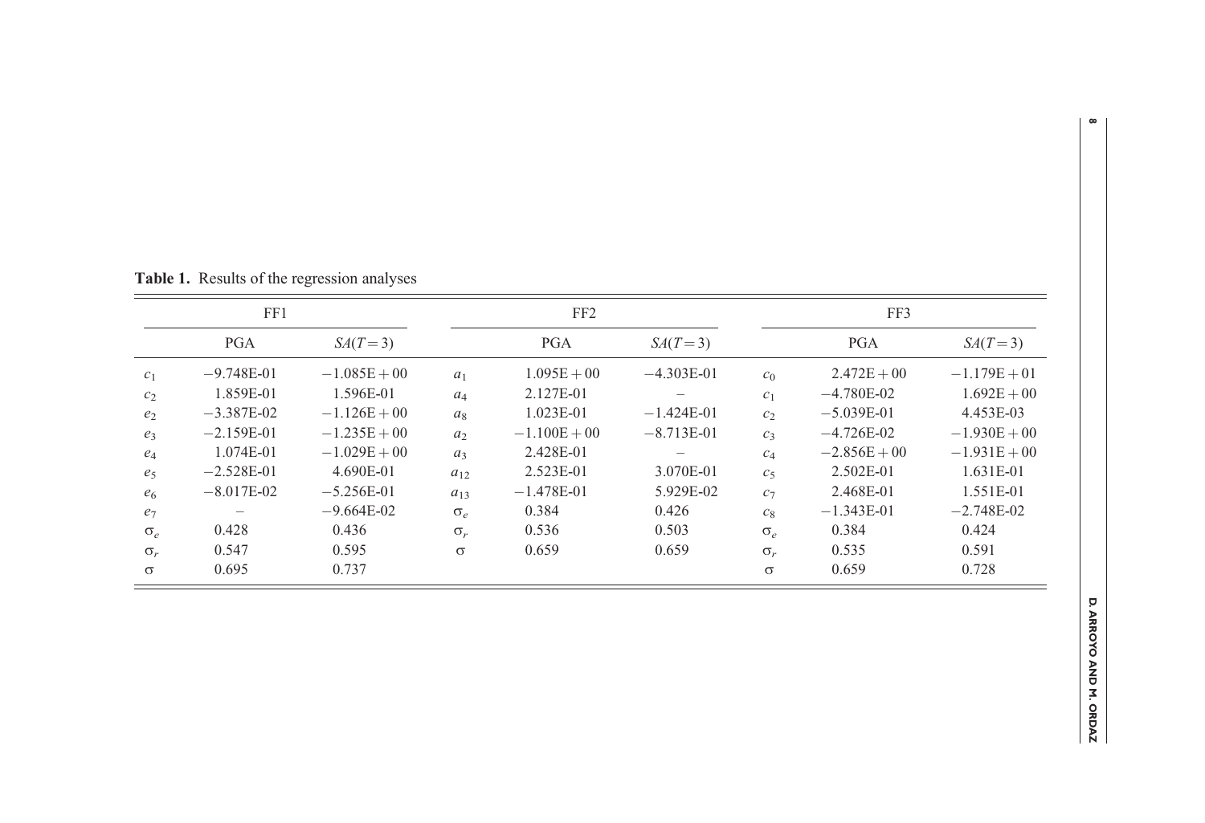**Table 1.** Results of the regression analyses

| FF1 | | | FF2 | | | FF3 | | |
|---|---|---|---|---|---|---|---|---|
| | PGA | $SA(T=3)$ | | PGA | $SA(T=3)$ | | PGA | $SA(T=3)$ |
| $c_1$ | −9.748E-01 | −1.085E+00 | $a_1$ | 1.095E+00 | −4.303E-01 | $c_0$ | 2.472E+00 | −1.179E+01 |
| $c_2$ | 1.859E-01 | 1.596E-01 | $a_4$ | 2.127E-01 | – | $c_1$ | −4.780E-02 | 1.692E+00 |
| $e_2$ | −3.387E-02 | −1.126E+00 | $a_8$ | 1.023E-01 | −1.424E-01 | $c_2$ | −5.039E-01 | 4.453E-03 |
| $e_3$ | −2.159E-01 | −1.235E+00 | $a_2$ | −1.100E+00 | −8.713E-01 | $c_3$ | −4.726E-02 | −1.930E+00 |
| $e_4$ | 1.074E-01 | −1.029E+00 | $a_3$ | 2.428E-01 | – | $c_4$ | −2.856E+00 | −1.931E+00 |
| $e_5$ | −2.528E-01 | 4.690E-01 | $a_{12}$ | 2.523E-01 | 3.070E-01 | $c_5$ | 2.502E-01 | 1.631E-01 |
| $e_6$ | −8.017E-02 | −5.256E-01 | $a_{13}$ | −1.478E-01 | 5.929E-02 | $c_7$ | 2.468E-01 | 1.551E-01 |
| $e_7$ | – | −9.664E-02 | $\sigma_e$ | 0.384 | 0.426 | $c_8$ | −1.343E-01 | −2.748E-02 |
| $\sigma_e$ | 0.428 | 0.436 | $\sigma_r$ | 0.536 | 0.503 | $\sigma_e$ | 0.384 | 0.424 |
| $\sigma_r$ | 0.547 | 0.595 | $\sigma$ | 0.659 | 0.659 | $\sigma_r$ | 0.535 | 0.591 |
| $\sigma$ | 0.695 | 0.737 | | | | $\sigma$ | 0.659 | 0.728 |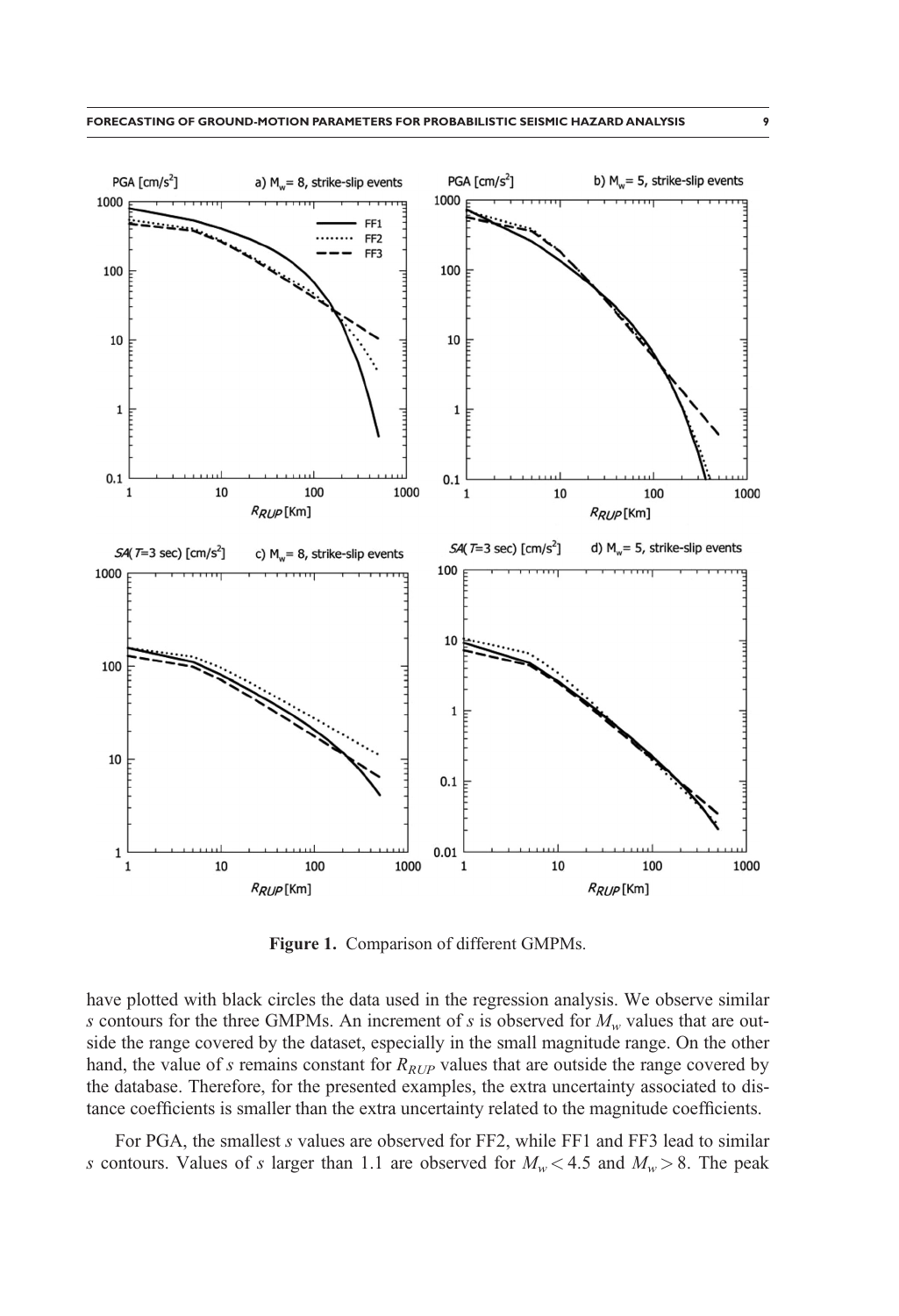Figure 1. Comparison of different GMPMs.

have plotted with black circles the data used in the regression analysis. We observe similar $s$ contours for the three GMPMs. An increment of $s$ is observed for $M_w$ values that are outside the range covered by the dataset, especially in the small magnitude range. On the other hand, the value of $s$ remains constant for $R_{RUP}$ values that are outside the range covered by the database. Therefore, for the presented examples, the extra uncertainty associated to distance coefficients is smaller than the extra uncertainty related to the magnitude coefficients.

For PGA, the smallest $s$ values are observed for FF2, while FF1 and FF3 lead to similar $s$ contours. Values of $s$ larger than 1.1 are observed for $M_w < 4.5$ and $M_w > 8$. The peak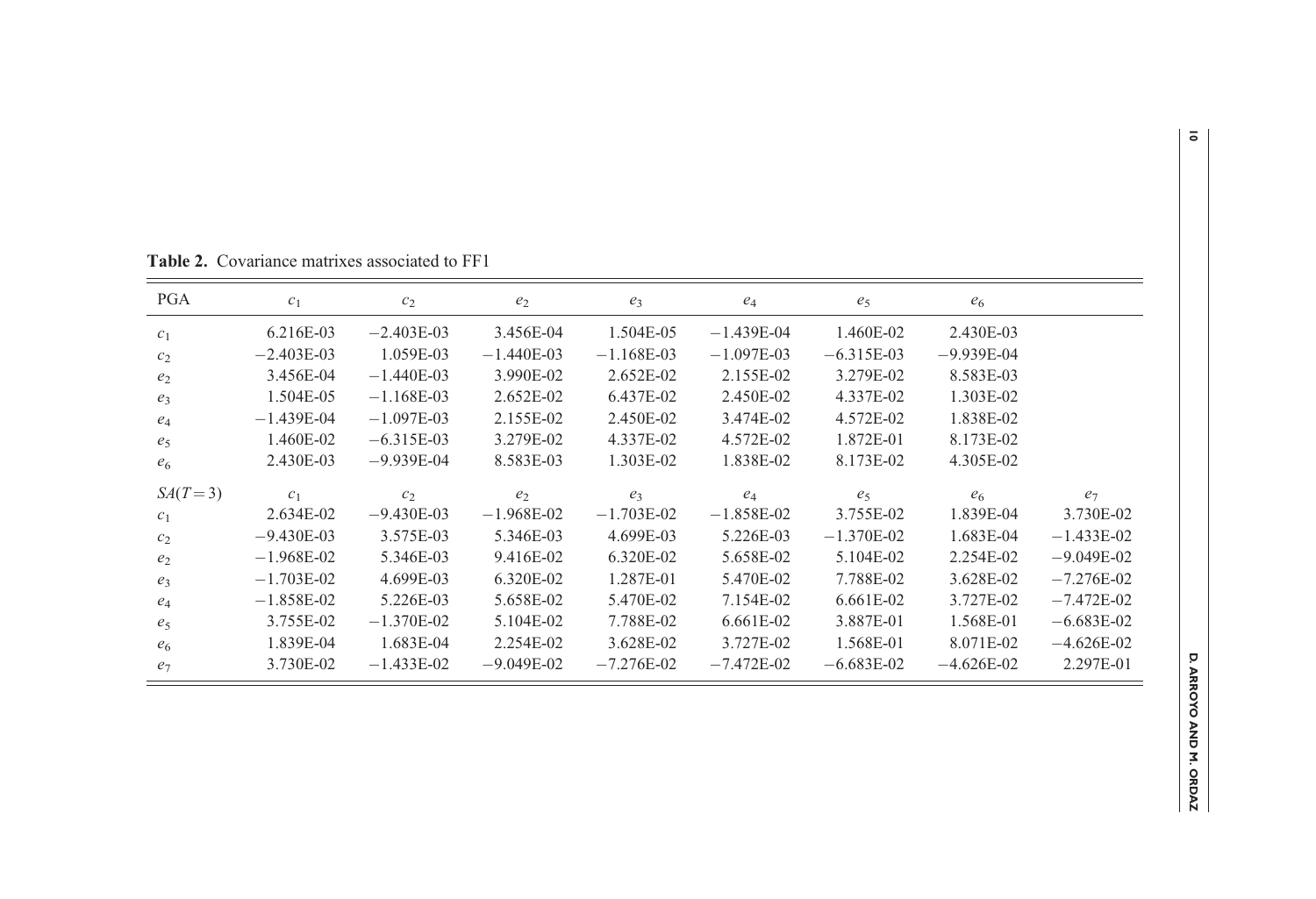**Table 2.** Covariance matrixes associated to FF1

| PGA | $c_1$ | $c_2$ | $e_2$ | $e_3$ | $e_4$ | $e_5$ | $e_6$ | |
|---|---|---|---|---|---|---|---|---|
| $c_1$ | 6.216E-03 | −2.403E-03 | 3.456E-04 | 1.504E-05 | −1.439E-04 | 1.460E-02 | 2.430E-03 | |
| $c_2$ | −2.403E-03 | 1.059E-03 | −1.440E-03 | −1.168E-03 | −1.097E-03 | −6.315E-03 | −9.939E-04 | |
| $e_2$ | 3.456E-04 | −1.440E-03 | 3.990E-02 | 2.652E-02 | 2.155E-02 | 3.279E-02 | 8.583E-03 | |
| $e_3$ | 1.504E-05 | −1.168E-03 | 2.652E-02 | 6.437E-02 | 2.450E-02 | 4.337E-02 | 1.303E-02 | |
| $e_4$ | −1.439E-04 | −1.097E-03 | 2.155E-02 | 2.450E-02 | 3.474E-02 | 4.572E-02 | 1.838E-02 | |
| $e_5$ | 1.460E-02 | −6.315E-03 | 3.279E-02 | 4.337E-02 | 4.572E-02 | 1.872E-01 | 8.173E-02 | |
| $e_6$ | 2.430E-03 | −9.939E-04 | 8.583E-03 | 1.303E-02 | 1.838E-02 | 8.173E-02 | 4.305E-02 | |
| $SA(T=3)$ | $c_1$ | $c_2$ | $e_2$ | $e_3$ | $e_4$ | $e_5$ | $e_6$ | $e_7$ |
| $c_1$ | 2.634E-02 | −9.430E-03 | −1.968E-02 | −1.703E-02 | −1.858E-02 | 3.755E-02 | 1.839E-04 | 3.730E-02 |
| $c_2$ | −9.430E-03 | 3.575E-03 | 5.346E-03 | 4.699E-03 | 5.226E-03 | −1.370E-02 | 1.683E-04 | −1.433E-02 |
| $e_2$ | −1.968E-02 | 5.346E-03 | 9.416E-02 | 6.320E-02 | 5.658E-02 | 5.104E-02 | 2.254E-02 | −9.049E-02 |
| $e_3$ | −1.703E-02 | 4.699E-03 | 6.320E-02 | 1.287E-01 | 5.470E-02 | 7.788E-02 | 3.628E-02 | −7.276E-02 |
| $e_4$ | −1.858E-02 | 5.226E-03 | 5.658E-02 | 5.470E-02 | 7.154E-02 | 6.661E-02 | 3.727E-02 | −7.472E-02 |
| $e_5$ | 3.755E-02 | −1.370E-02 | 5.104E-02 | 7.788E-02 | 6.661E-02 | 3.887E-01 | 1.568E-01 | −6.683E-02 |
| $e_6$ | 1.839E-04 | 1.683E-04 | 2.254E-02 | 3.628E-02 | 3.727E-02 | 1.568E-01 | 8.071E-02 | −4.626E-02 |
| $e_7$ | 3.730E-02 | −1.433E-02 | −9.049E-02 | −7.276E-02 | −7.472E-02 | −6.683E-02 | −4.626E-02 | 2.297E-01 |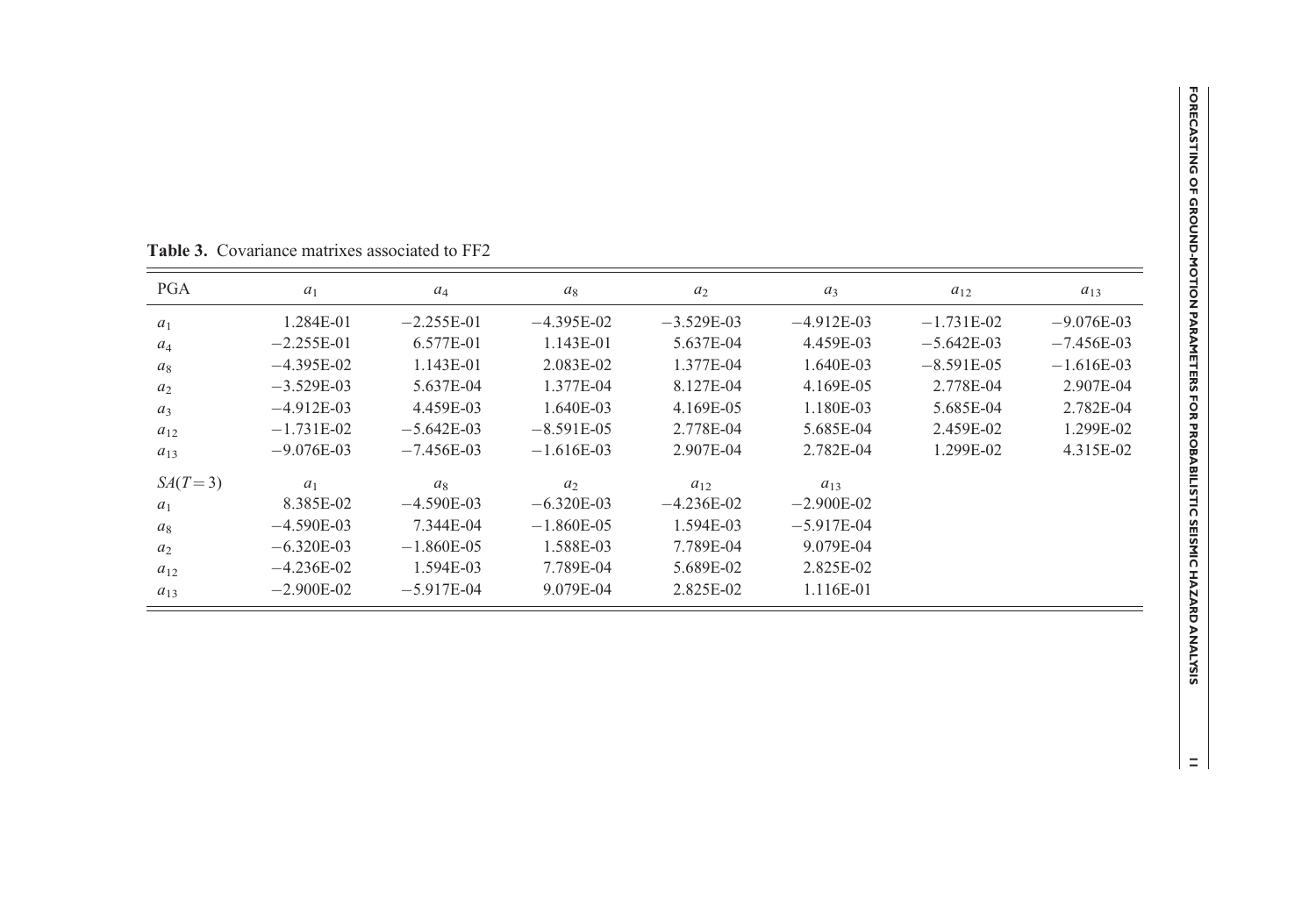**Table 3.** Covariance matrixes associated to FF2

| PGA | $a_1$ | $a_4$ | $a_8$ | $a_2$ | $a_3$ | $a_{12}$ | $a_{13}$ |
|---|---|---|---|---|---|---|---|
| $a_1$ | 1.284E-01 | −2.255E-01 | −4.395E-02 | −3.529E-03 | −4.912E-03 | −1.731E-02 | −9.076E-03 |
| $a_4$ | −2.255E-01 | 6.577E-01 | 1.143E-01 | 5.637E-04 | 4.459E-03 | −5.642E-03 | −7.456E-03 |
| $a_8$ | −4.395E-02 | 1.143E-01 | 2.083E-02 | 1.377E-04 | 1.640E-03 | −8.591E-05 | −1.616E-03 |
| $a_2$ | −3.529E-03 | 5.637E-04 | 1.377E-04 | 8.127E-04 | 4.169E-05 | 2.778E-04 | 2.907E-04 |
| $a_3$ | −4.912E-03 | 4.459E-03 | 1.640E-03 | 4.169E-05 | 1.180E-03 | 5.685E-04 | 2.782E-04 |
| $a_{12}$ | −1.731E-02 | −5.642E-03 | −8.591E-05 | 2.778E-04 | 5.685E-04 | 2.459E-02 | 1.299E-02 |
| $a_{13}$ | −9.076E-03 | −7.456E-03 | −1.616E-03 | 2.907E-04 | 2.782E-04 | 1.299E-02 | 4.315E-02 |
| $SA(T=3)$ | $a_1$ | $a_8$ | $a_2$ | $a_{12}$ | $a_{13}$ | | |
| $a_1$ | 8.385E-02 | −4.590E-03 | −6.320E-03 | −4.236E-02 | −2.900E-02 | | |
| $a_8$ | −4.590E-03 | 7.344E-04 | −1.860E-05 | 1.594E-03 | −5.917E-04 | | |
| $a_2$ | −6.320E-03 | −1.860E-05 | 1.588E-03 | 7.789E-04 | 9.079E-04 | | |
| $a_{12}$ | −4.236E-02 | 1.594E-03 | 7.789E-04 | 5.689E-02 | 2.825E-02 | | |
| $a_{13}$ | −2.900E-02 | −5.917E-04 | 9.079E-04 | 2.825E-02 | 1.116E-01 | | |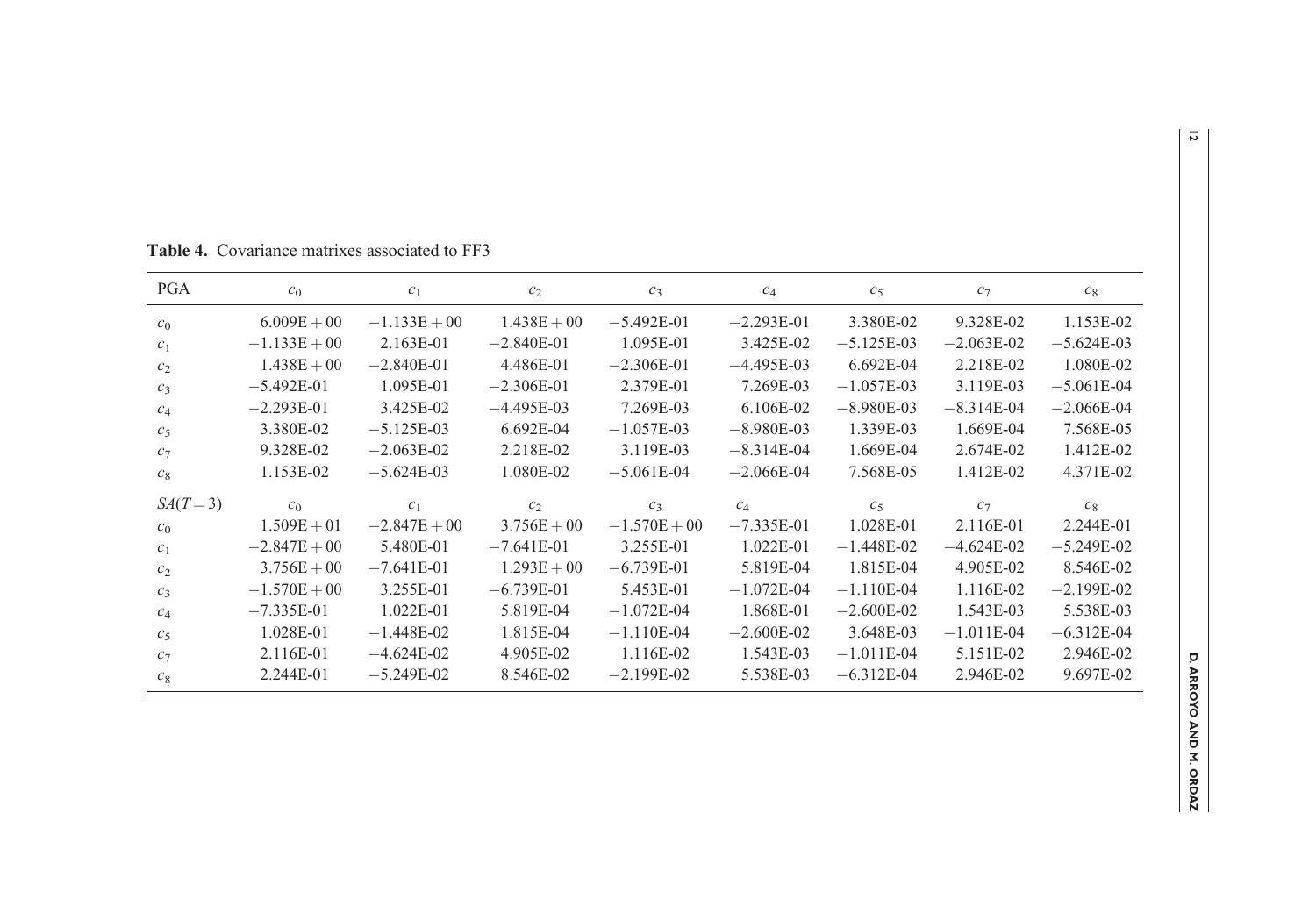**Table 4.** Covariance matrixes associated to FF3

| PGA | $c_0$ | $c_1$ | $c_2$ | $c_3$ | $c_4$ | $c_5$ | $c_7$ | $c_8$ |
|---|---|---|---|---|---|---|---|---|
| $c_0$ | 6.009E + 00 | −1.133E + 00 | 1.438E + 00 | −5.492E-01 | −2.293E-01 | 3.380E-02 | 9.328E-02 | 1.153E-02 |
| $c_1$ | −1.133E + 00 | 2.163E-01 | −2.840E-01 | 1.095E-01 | 3.425E-02 | −5.125E-03 | −2.063E-02 | −5.624E-03 |
| $c_2$ | 1.438E + 00 | −2.840E-01 | 4.486E-01 | −2.306E-01 | −4.495E-03 | 6.692E-04 | 2.218E-02 | 1.080E-02 |
| $c_3$ | −5.492E-01 | 1.095E-01 | −2.306E-01 | 2.379E-01 | 7.269E-03 | −1.057E-03 | 3.119E-03 | −5.061E-04 |
| $c_4$ | −2.293E-01 | 3.425E-02 | −4.495E-03 | 7.269E-03 | 6.106E-02 | −8.980E-03 | −8.314E-04 | −2.066E-04 |
| $c_5$ | 3.380E-02 | −5.125E-03 | 6.692E-04 | −1.057E-03 | −8.980E-03 | 1.339E-03 | 1.669E-04 | 7.568E-05 |
| $c_7$ | 9.328E-02 | −2.063E-02 | 2.218E-02 | 3.119E-03 | −8.314E-04 | 1.669E-04 | 2.674E-02 | 1.412E-02 |
| $c_8$ | 1.153E-02 | −5.624E-03 | 1.080E-02 | −5.061E-04 | −2.066E-04 | 7.568E-05 | 1.412E-02 | 4.371E-02 |
| $SA(T=3)$ | $c_0$ | $c_1$ | $c_2$ | $c_3$ | $c_4$ | $c_5$ | $c_7$ | $c_8$ |
| $c_0$ | 1.509E + 01 | −2.847E + 00 | 3.756E + 00 | −1.570E + 00 | −7.335E-01 | 1.028E-01 | 2.116E-01 | 2.244E-01 |
| $c_1$ | −2.847E + 00 | 5.480E-01 | −7.641E-01 | 3.255E-01 | 1.022E-01 | −1.448E-02 | −4.624E-02 | −5.249E-02 |
| $c_2$ | 3.756E + 00 | −7.641E-01 | 1.293E + 00 | −6.739E-01 | 5.819E-04 | 1.815E-04 | 4.905E-02 | 8.546E-02 |
| $c_3$ | −1.570E + 00 | 3.255E-01 | −6.739E-01 | 5.453E-01 | −1.072E-04 | −1.110E-04 | 1.116E-02 | −2.199E-02 |
| $c_4$ | −7.335E-01 | 1.022E-01 | 5.819E-04 | −1.072E-04 | 1.868E-01 | −2.600E-02 | 1.543E-03 | 5.538E-03 |
| $c_5$ | 1.028E-01 | −1.448E-02 | 1.815E-04 | −1.110E-04 | −2.600E-02 | 3.648E-03 | −1.011E-04 | −6.312E-04 |
| $c_7$ | 2.116E-01 | −4.624E-02 | 4.905E-02 | 1.116E-02 | 1.543E-03 | −1.011E-04 | 5.151E-02 | 2.946E-02 |
| $c_8$ | 2.244E-01 | −5.249E-02 | 8.546E-02 | −2.199E-02 | 5.538E-03 | −6.312E-04 | 2.946E-02 | 9.697E-02 |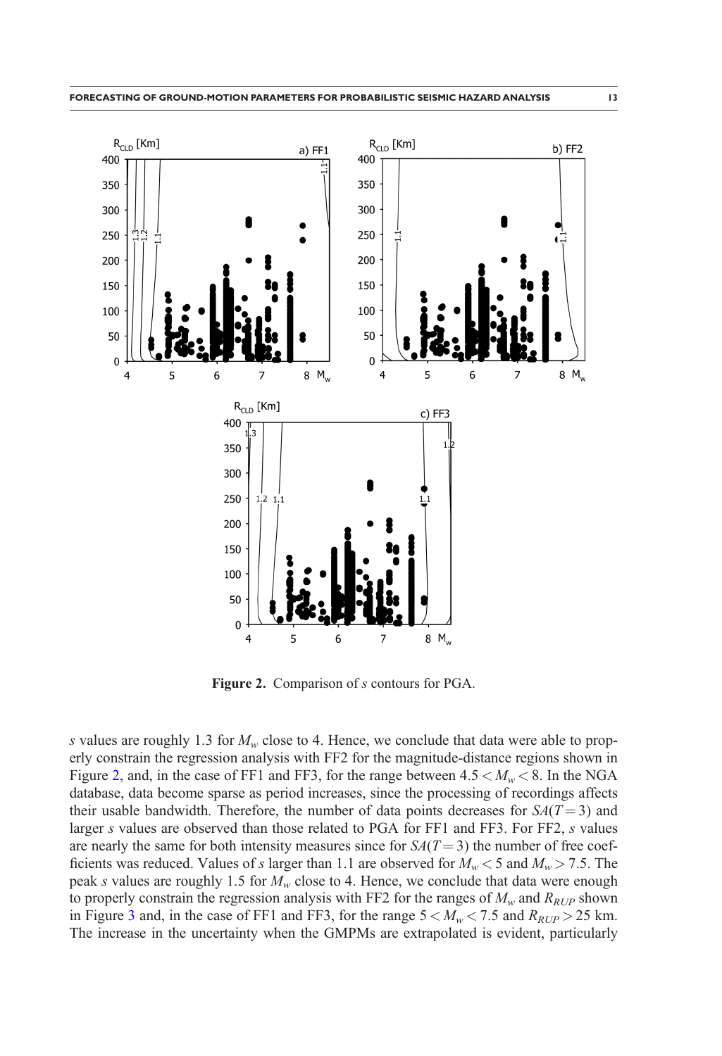**Figure 2.** Comparison of $s$ contours for PGA.

$s$ values are roughly 1.3 for $M_w$ close to 4. Hence, we conclude that data were able to properly constrain the regression analysis with FF2 for the magnitude-distance regions shown in Figure 2, and, in the case of FF1 and FF3, for the range between $4.5 < M_w < 8$. In the NGA database, data become sparse as period increases, since the processing of recordings affects their usable bandwidth. Therefore, the number of data points decreases for $SA(T = 3)$ and larger $s$ values are observed than those related to PGA for FF1 and FF3. For FF2, $s$ values are nearly the same for both intensity measures since for $SA(T = 3)$ the number of free coefficients was reduced. Values of $s$ larger than 1.1 are observed for $M_w < 5$ and $M_w > 7.5$. The peak $s$ values are roughly 1.5 for $M_w$ close to 4. Hence, we conclude that data were enough to properly constrain the regression analysis with FF2 for the ranges of $M_w$ and $R_{RUP}$ shown in Figure 3 and, in the case of FF1 and FF3, for the range $5 < M_w < 7.5$ and $R_{RUP} > 25$ km. The increase in the uncertainty when the GMPMs are extrapolated is evident, particularly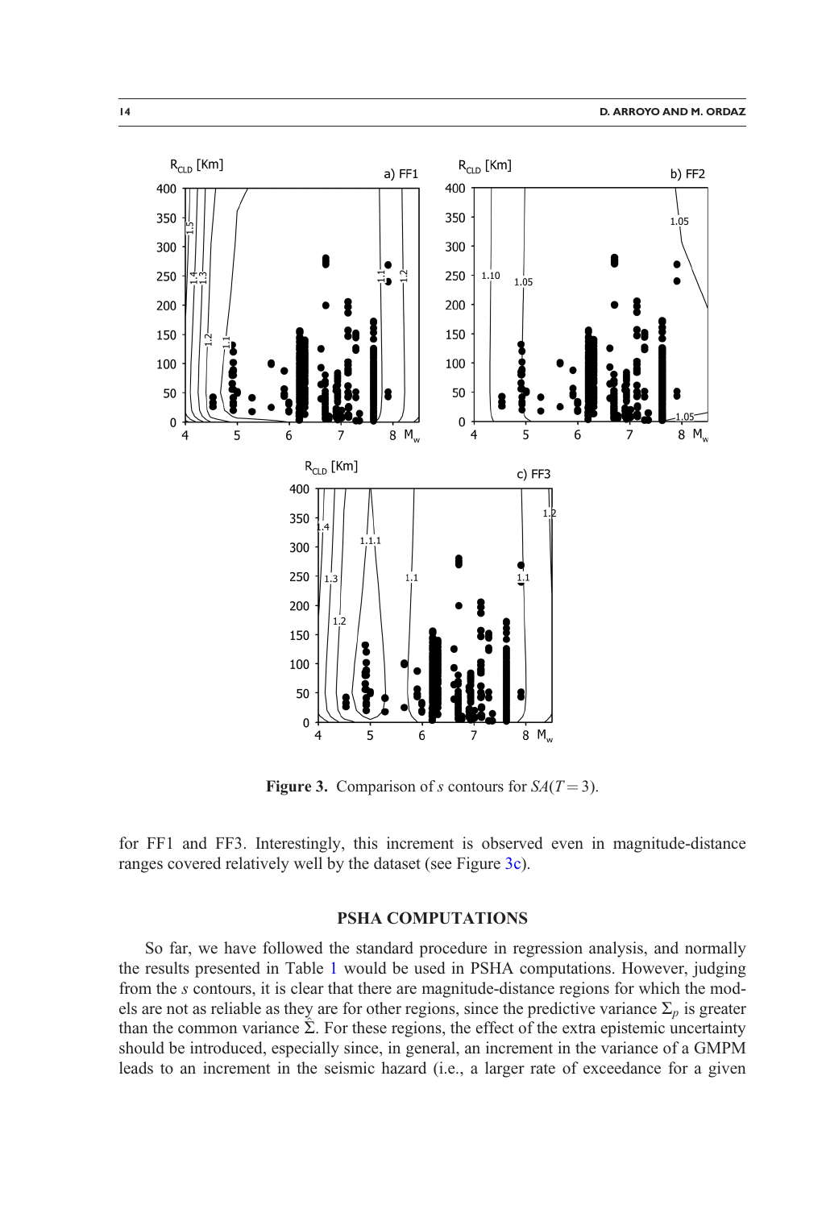**Figure 3.** Comparison of $s$ contours for $SA(T = 3)$.

for FF1 and FF3. Interestingly, this increment is observed even in magnitude-distance ranges covered relatively well by the dataset (see Figure 3c).

## PSHA COMPUTATIONS

So far, we have followed the standard procedure in regression analysis, and normally the results presented in Table 1 would be used in PSHA computations. However, judging from the $s$ contours, it is clear that there are magnitude-distance regions for which the models are not as reliable as they are for other regions, since the predictive variance $\Sigma_p$ is greater than the common variance $\hat{\Sigma}$. For these regions, the effect of the extra epistemic uncertainty should be introduced, especially since, in general, an increment in the variance of a GMPM leads to an increment in the seismic hazard (i.e., a larger rate of exceedance for a given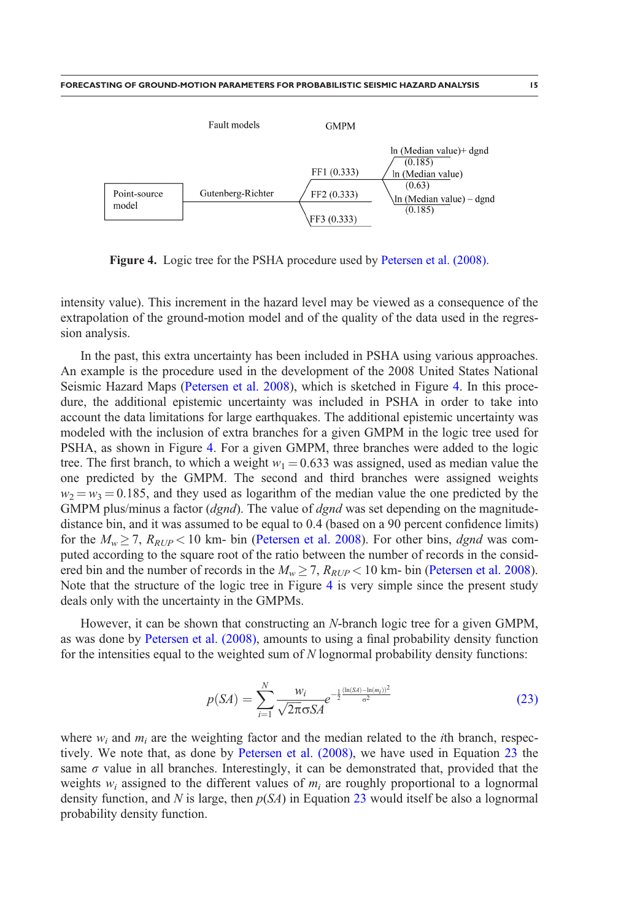Fault models GMPM

Point-source model — Gutenberg-Richter — FF1 (0.333) / FF2 (0.333) / FF3 (0.333)

ln (Median value)+ dgnd (0.185)
ln (Median value) (0.63)
ln (Median value) – dgnd (0.185)

**Figure 4.** Logic tree for the PSHA procedure used by Petersen et al. (2008).

intensity value). This increment in the hazard level may be viewed as a consequence of the extrapolation of the ground-motion model and of the quality of the data used in the regression analysis.

In the past, this extra uncertainty has been included in PSHA using various approaches. An example is the procedure used in the development of the 2008 United States National Seismic Hazard Maps (Petersen et al. 2008), which is sketched in Figure 4. In this procedure, the additional epistemic uncertainty was included in PSHA in order to take into account the data limitations for large earthquakes. The additional epistemic uncertainty was modeled with the inclusion of extra branches for a given GMPM in the logic tree used for PSHA, as shown in Figure 4. For a given GMPM, three branches were added to the logic tree. The first branch, to which a weight $w_1 = 0.633$ was assigned, used as median value the one predicted by the GMPM. The second and third branches were assigned weights $w_2 = w_3 = 0.185$, and they used as logarithm of the median value the one predicted by the GMPM plus/minus a factor (*dgnd*). The value of *dgnd* was set depending on the magnitude-distance bin, and it was assumed to be equal to 0.4 (based on a 90 percent confidence limits) for the $M_w \geq 7$, $R_{RUP} < 10$ km- bin (Petersen et al. 2008). For other bins, *dgnd* was computed according to the square root of the ratio between the number of records in the considered bin and the number of records in the $M_w \geq 7$, $R_{RUP} < 10$ km- bin (Petersen et al. 2008). Note that the structure of the logic tree in Figure 4 is very simple since the present study deals only with the uncertainty in the GMPMs.

However, it can be shown that constructing an *N*-branch logic tree for a given GMPM, as was done by Petersen et al. (2008), amounts to using a final probability density function for the intensities equal to the weighted sum of *N* lognormal probability density functions:

$$p(SA) = \sum_{i=1}^{N} \frac{w_i}{\sqrt{2\pi}\sigma SA} e^{-\frac{1}{2}\frac{(\ln(SA)-\ln(m_i))^2}{\sigma^2}} \tag{23}$$

where $w_i$ and $m_i$ are the weighting factor and the median related to the *i*th branch, respectively. We note that, as done by Petersen et al. (2008), we have used in Equation 23 the same $\sigma$ value in all branches. Interestingly, it can be demonstrated that, provided that the weights $w_i$ assigned to the different values of $m_i$ are roughly proportional to a lognormal density function, and *N* is large, then $p(SA)$ in Equation 23 would itself be also a lognormal probability density function.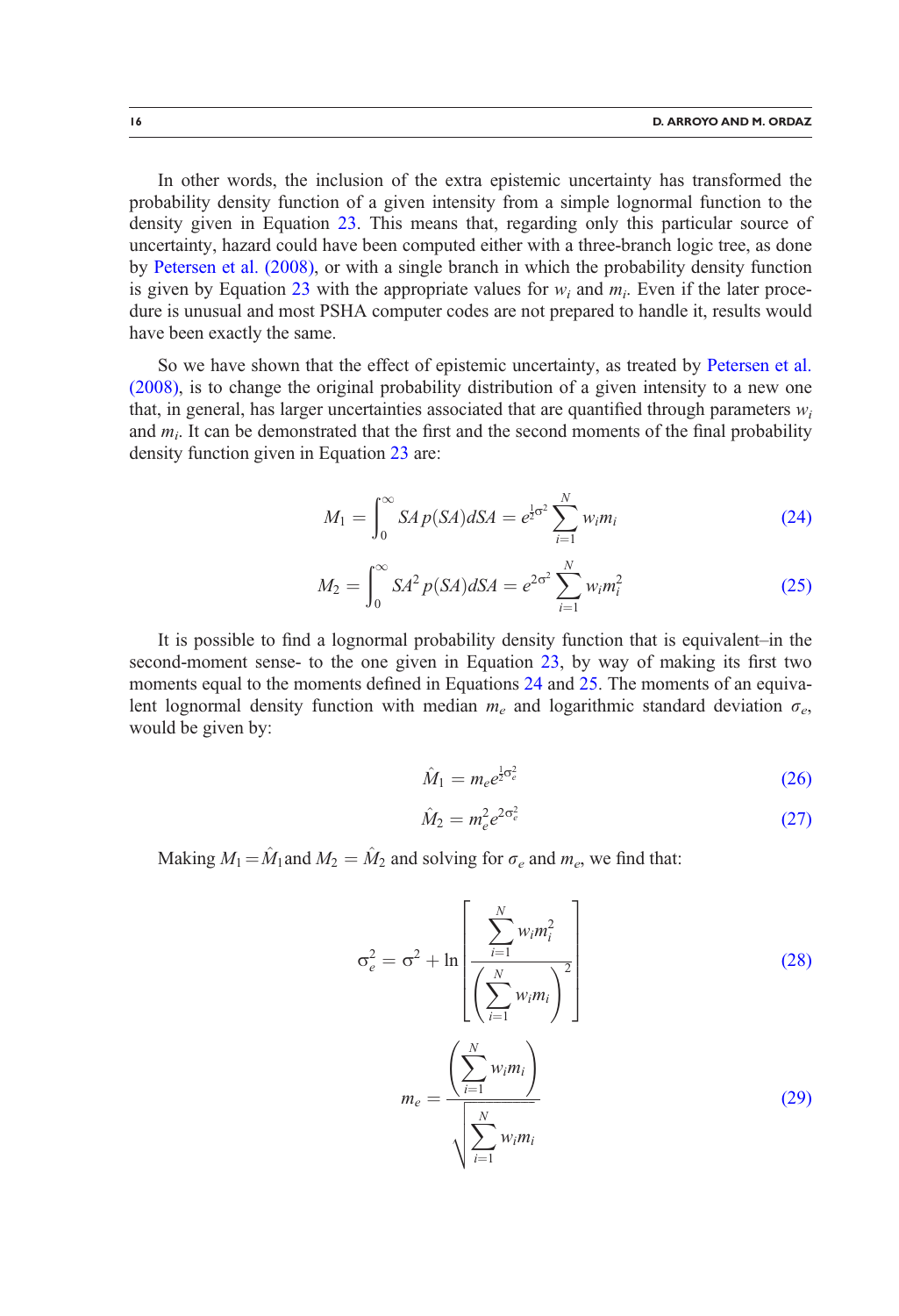In other words, the inclusion of the extra epistemic uncertainty has transformed the probability density function of a given intensity from a simple lognormal function to the density given in Equation 23. This means that, regarding only this particular source of uncertainty, hazard could have been computed either with a three-branch logic tree, as done by Petersen et al. (2008), or with a single branch in which the probability density function is given by Equation 23 with the appropriate values for $w_i$ and $m_i$. Even if the later procedure is unusual and most PSHA computer codes are not prepared to handle it, results would have been exactly the same.

So we have shown that the effect of epistemic uncertainty, as treated by Petersen et al. (2008), is to change the original probability distribution of a given intensity to a new one that, in general, has larger uncertainties associated that are quantified through parameters $w_i$ and $m_i$. It can be demonstrated that the first and the second moments of the final probability density function given in Equation 23 are:

$$M_1 = \int_0^{\infty} SA\, p(SA)dSA = e^{\frac{1}{2}\sigma^2} \sum_{i=1}^{N} w_i m_i \tag{24}$$

$$M_2 = \int_0^{\infty} SA^2\, p(SA)dSA = e^{2\sigma^2} \sum_{i=1}^{N} w_i m_i^2 \tag{25}$$

It is possible to find a lognormal probability density function that is equivalent–in the second-moment sense- to the one given in Equation 23, by way of making its first two moments equal to the moments defined in Equations 24 and 25. The moments of an equivalent lognormal density function with median $m_e$ and logarithmic standard deviation $\sigma_e$, would be given by:

$$\hat{M}_1 = m_e e^{\frac{1}{2}\sigma_e^2} \tag{26}$$

$$\hat{M}_2 = m_e^2 e^{2\sigma_e^2} \tag{27}$$

Making $M_1 = \hat{M}_1$ and $M_2 = \hat{M}_2$ and solving for $\sigma_e$ and $m_e$, we find that:

$$\sigma_e^2 = \sigma^2 + \ln\left[\frac{\sum_{i=1}^{N} w_i m_i^2}{\left(\sum_{i=1}^{N} w_i m_i\right)^2}\right] \tag{28}$$

$$m_e = \frac{\left(\sum_{i=1}^{N} w_i m_i\right)}{\sqrt{\sum_{i=1}^{N} w_i m_i}} \tag{29}$$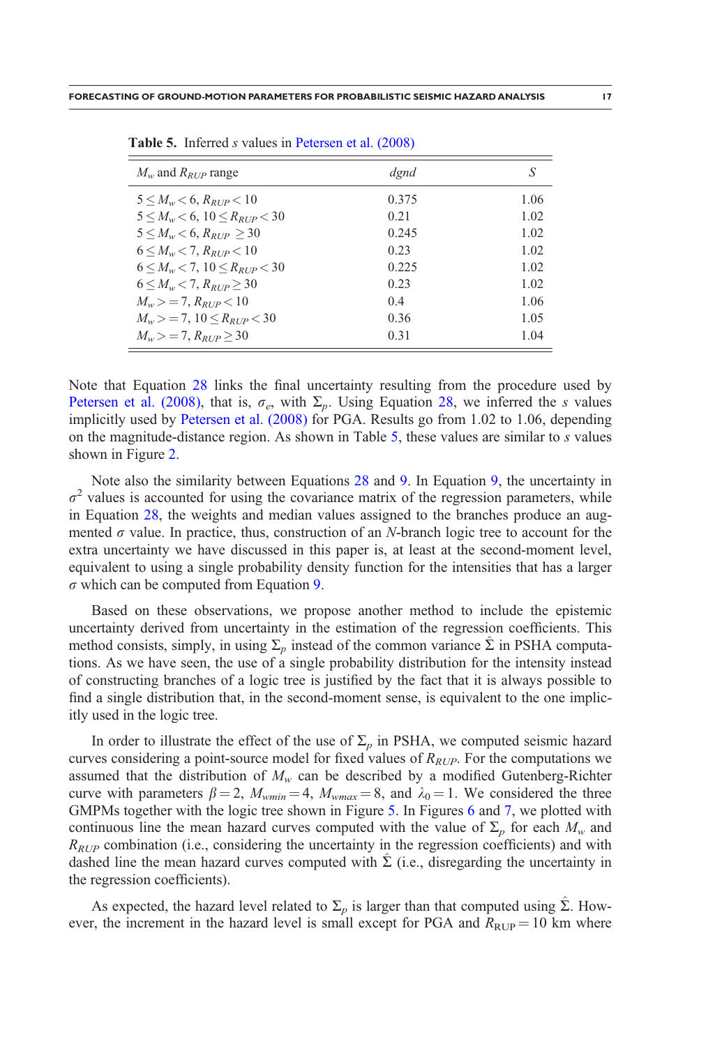**Table 5.** Inferred $s$ values in Petersen et al. (2008)

| $M_w$ and $R_{RUP}$ range | *dgnd* | $S$ |
|---|---|---|
| $5 \leq M_w < 6$, $R_{RUP} < 10$ | 0.375 | 1.06 |
| $5 \leq M_w < 6$, $10 \leq R_{RUP} < 30$ | 0.21 | 1.02 |
| $5 \leq M_w < 6$, $R_{RUP} \geq 30$ | 0.245 | 1.02 |
| $6 \leq M_w < 7$, $R_{RUP} < 10$ | 0.23 | 1.02 |
| $6 \leq M_w < 7$, $10 \leq R_{RUP} < 30$ | 0.225 | 1.02 |
| $6 \leq M_w < 7$, $R_{RUP} \geq 30$ | 0.23 | 1.02 |
| $M_w >= 7$, $R_{RUP} < 10$ | 0.4 | 1.06 |
| $M_w >= 7$, $10 \leq R_{RUP} < 30$ | 0.36 | 1.05 |
| $M_w >= 7$, $R_{RUP} \geq 30$ | 0.31 | 1.04 |

Note that Equation 28 links the final uncertainty resulting from the procedure used by Petersen et al. (2008), that is, $\sigma_e$, with $\Sigma_p$. Using Equation 28, we inferred the $s$ values implicitly used by Petersen et al. (2008) for PGA. Results go from 1.02 to 1.06, depending on the magnitude-distance region. As shown in Table 5, these values are similar to $s$ values shown in Figure 2.

Note also the similarity between Equations 28 and 9. In Equation 9, the uncertainty in $\sigma^2$ values is accounted for using the covariance matrix of the regression parameters, while in Equation 28, the weights and median values assigned to the branches produce an augmented $\sigma$ value. In practice, thus, construction of an $N$-branch logic tree to account for the extra uncertainty we have discussed in this paper is, at least at the second-moment level, equivalent to using a single probability density function for the intensities that has a larger $\sigma$ which can be computed from Equation 9.

Based on these observations, we propose another method to include the epistemic uncertainty derived from uncertainty in the estimation of the regression coefficients. This method consists, simply, in using $\Sigma_p$ instead of the common variance $\hat{\Sigma}$ in PSHA computations. As we have seen, the use of a single probability distribution for the intensity instead of constructing branches of a logic tree is justified by the fact that it is always possible to find a single distribution that, in the second-moment sense, is equivalent to the one implicitly used in the logic tree.

In order to illustrate the effect of the use of $\Sigma_p$ in PSHA, we computed seismic hazard curves considering a point-source model for fixed values of $R_{RUP}$. For the computations we assumed that the distribution of $M_w$ can be described by a modified Gutenberg-Richter curve with parameters $\beta = 2$, $M_{wmin} = 4$, $M_{wmax} = 8$, and $\lambda_0 = 1$. We considered the three GMPMs together with the logic tree shown in Figure 5. In Figures 6 and 7, we plotted with continuous line the mean hazard curves computed with the value of $\Sigma_p$ for each $M_w$ and $R_{RUP}$ combination (i.e., considering the uncertainty in the regression coefficients) and with dashed line the mean hazard curves computed with $\hat{\Sigma}$ (i.e., disregarding the uncertainty in the regression coefficients).

As expected, the hazard level related to $\Sigma_p$ is larger than that computed using $\hat{\Sigma}$. However, the increment in the hazard level is small except for PGA and $R_{\mathrm{RUP}} = 10$ km where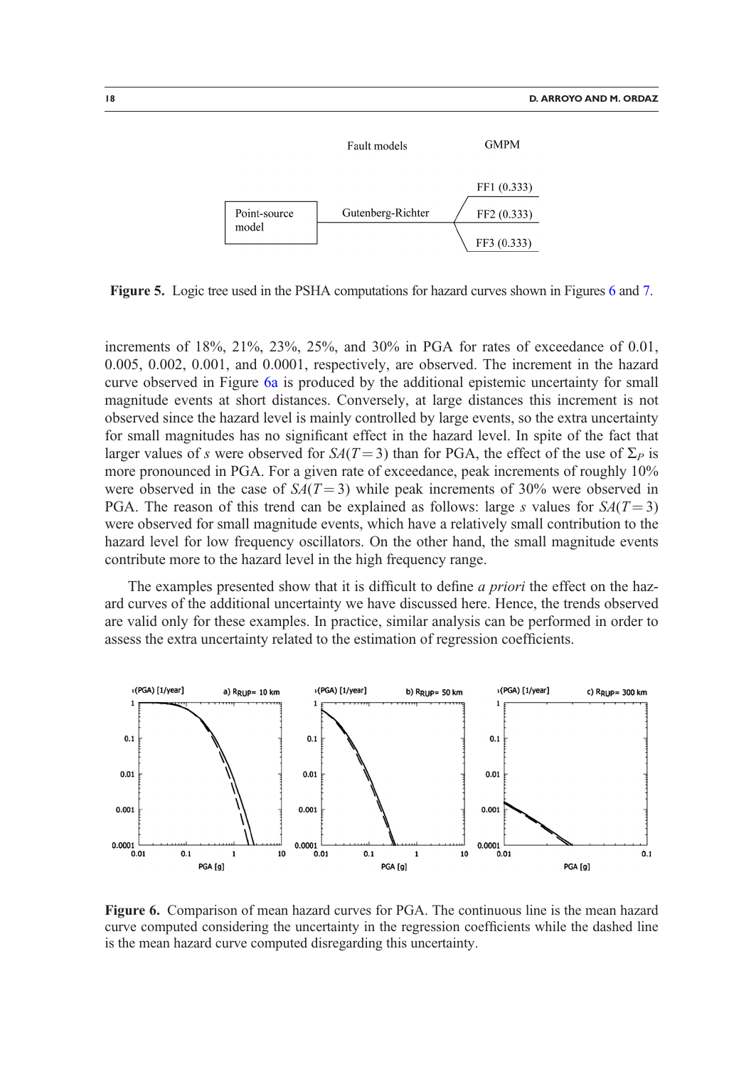Fault models GMPM

Point-source model — Gutenberg-Richter — FF1 (0.333), FF2 (0.333), FF3 (0.333)

**Figure 5.** Logic tree used in the PSHA computations for hazard curves shown in Figures 6 and 7.

increments of 18%, 21%, 23%, 25%, and 30% in PGA for rates of exceedance of 0.01, 0.005, 0.002, 0.001, and 0.0001, respectively, are observed. The increment in the hazard curve observed in Figure 6a is produced by the additional epistemic uncertainty for small magnitude events at short distances. Conversely, at large distances this increment is not observed since the hazard level is mainly controlled by large events, so the extra uncertainty for small magnitudes has no significant effect in the hazard level. In spite of the fact that larger values of $s$ were observed for $SA(T=3)$ than for PGA, the effect of the use of $\Sigma_P$ is more pronounced in PGA. For a given rate of exceedance, peak increments of roughly 10% were observed in the case of $SA(T=3)$ while peak increments of 30% were observed in PGA. The reason of this trend can be explained as follows: large $s$ values for $SA(T=3)$ were observed for small magnitude events, which have a relatively small contribution to the hazard level for low frequency oscillators. On the other hand, the small magnitude events contribute more to the hazard level in the high frequency range.

The examples presented show that it is difficult to define *a priori* the effect on the hazard curves of the additional uncertainty we have discussed here. Hence, the trends observed are valid only for these examples. In practice, similar analysis can be performed in order to assess the extra uncertainty related to the estimation of regression coefficients.

**Figure 6.** Comparison of mean hazard curves for PGA. The continuous line is the mean hazard curve computed considering the uncertainty in the regression coefficients while the dashed line is the mean hazard curve computed disregarding this uncertainty.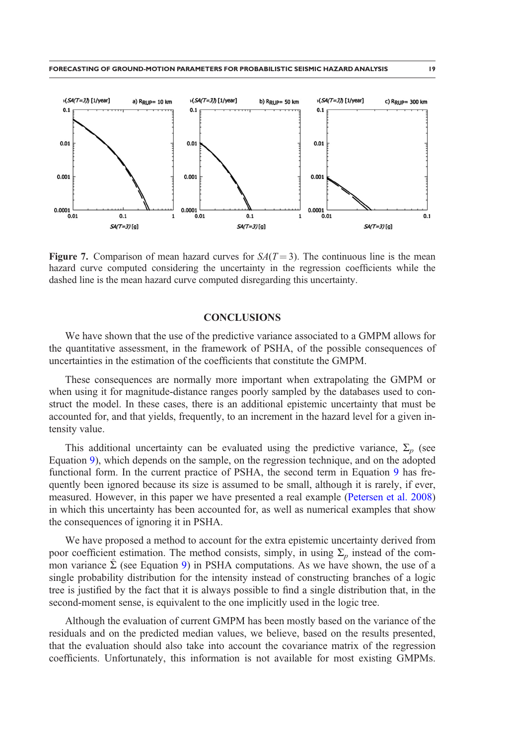**Figure 7.** Comparison of mean hazard curves for $SA(T=3)$. The continuous line is the mean hazard curve computed considering the uncertainty in the regression coefficients while the dashed line is the mean hazard curve computed disregarding this uncertainty.

## CONCLUSIONS

We have shown that the use of the predictive variance associated to a GMPM allows for the quantitative assessment, in the framework of PSHA, of the possible consequences of uncertainties in the estimation of the coefficients that constitute the GMPM.

These consequences are normally more important when extrapolating the GMPM or when using it for magnitude-distance ranges poorly sampled by the databases used to construct the model. In these cases, there is an additional epistemic uncertainty that must be accounted for, and that yields, frequently, to an increment in the hazard level for a given intensity value.

This additional uncertainty can be evaluated using the predictive variance, $\Sigma_p$ (see Equation 9), which depends on the sample, on the regression technique, and on the adopted functional form. In the current practice of PSHA, the second term in Equation 9 has frequently been ignored because its size is assumed to be small, although it is rarely, if ever, measured. However, in this paper we have presented a real example (Petersen et al. 2008) in which this uncertainty has been accounted for, as well as numerical examples that show the consequences of ignoring it in PSHA.

We have proposed a method to account for the extra epistemic uncertainty derived from poor coefficient estimation. The method consists, simply, in using $\Sigma_p$ instead of the common variance $\hat{\Sigma}$ (see Equation 9) in PSHA computations. As we have shown, the use of a single probability distribution for the intensity instead of constructing branches of a logic tree is justified by the fact that it is always possible to find a single distribution that, in the second-moment sense, is equivalent to the one implicitly used in the logic tree.

Although the evaluation of current GMPM has been mostly based on the variance of the residuals and on the predicted median values, we believe, based on the results presented, that the evaluation should also take into account the covariance matrix of the regression coefficients. Unfortunately, this information is not available for most existing GMPMs.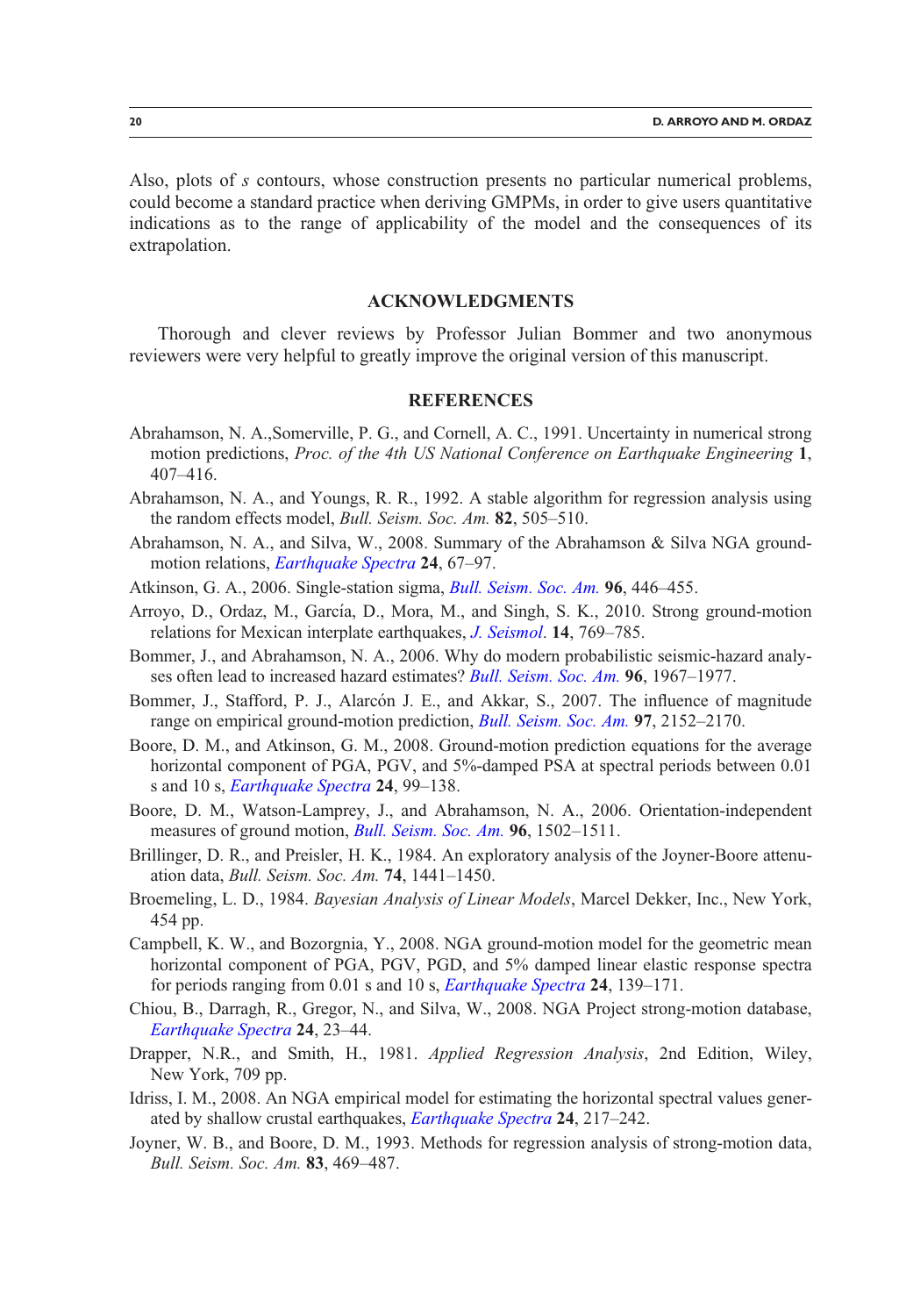Also, plots of *s* contours, whose construction presents no particular numerical problems, could become a standard practice when deriving GMPMs, in order to give users quantitative indications as to the range of applicability of the model and the consequences of its extrapolation.

## ACKNOWLEDGMENTS

Thorough and clever reviews by Professor Julian Bommer and two anonymous reviewers were very helpful to greatly improve the original version of this manuscript.

## REFERENCES

Abrahamson, N. A.,Somerville, P. G., and Cornell, A. C., 1991. Uncertainty in numerical strong motion predictions, *Proc. of the 4th US National Conference on Earthquake Engineering* **1**, 407–416.

Abrahamson, N. A., and Youngs, R. R., 1992. A stable algorithm for regression analysis using the random effects model, *Bull. Seism. Soc. Am.* **82**, 505–510.

Abrahamson, N. A., and Silva, W., 2008. Summary of the Abrahamson & Silva NGA ground-motion relations, *Earthquake Spectra* **24**, 67–97.

Atkinson, G. A., 2006. Single-station sigma, *Bull. Seism. Soc. Am.* **96**, 446–455.

Arroyo, D., Ordaz, M., García, D., Mora, M., and Singh, S. K., 2010. Strong ground-motion relations for Mexican interplate earthquakes, *J. Seismol*. **14**, 769–785.

Bommer, J., and Abrahamson, N. A., 2006. Why do modern probabilistic seismic-hazard analyses often lead to increased hazard estimates? *Bull. Seism. Soc. Am.* **96**, 1967–1977.

Bommer, J., Stafford, P. J., Alarcón J. E., and Akkar, S., 2007. The influence of magnitude range on empirical ground-motion prediction, *Bull. Seism. Soc. Am.* **97**, 2152–2170.

Boore, D. M., and Atkinson, G. M., 2008. Ground-motion prediction equations for the average horizontal component of PGA, PGV, and 5%-damped PSA at spectral periods between 0.01 s and 10 s, *Earthquake Spectra* **24**, 99–138.

Boore, D. M., Watson-Lamprey, J., and Abrahamson, N. A., 2006. Orientation-independent measures of ground motion, *Bull. Seism. Soc. Am.* **96**, 1502–1511.

Brillinger, D. R., and Preisler, H. K., 1984. An exploratory analysis of the Joyner-Boore attenuation data, *Bull. Seism. Soc. Am.* **74**, 1441–1450.

Broemeling, L. D., 1984. *Bayesian Analysis of Linear Models*, Marcel Dekker, Inc., New York, 454 pp.

Campbell, K. W., and Bozorgnia, Y., 2008. NGA ground-motion model for the geometric mean horizontal component of PGA, PGV, PGD, and 5% damped linear elastic response spectra for periods ranging from 0.01 s and 10 s, *Earthquake Spectra* **24**, 139–171.

Chiou, B., Darragh, R., Gregor, N., and Silva, W., 2008. NGA Project strong-motion database, *Earthquake Spectra* **24**, 23–44.

Drapper, N.R., and Smith, H., 1981. *Applied Regression Analysis*, 2nd Edition, Wiley, New York, 709 pp.

Idriss, I. M., 2008. An NGA empirical model for estimating the horizontal spectral values generated by shallow crustal earthquakes, *Earthquake Spectra* **24**, 217–242.

Joyner, W. B., and Boore, D. M., 1993. Methods for regression analysis of strong-motion data, *Bull. Seism. Soc. Am.* **83**, 469–487.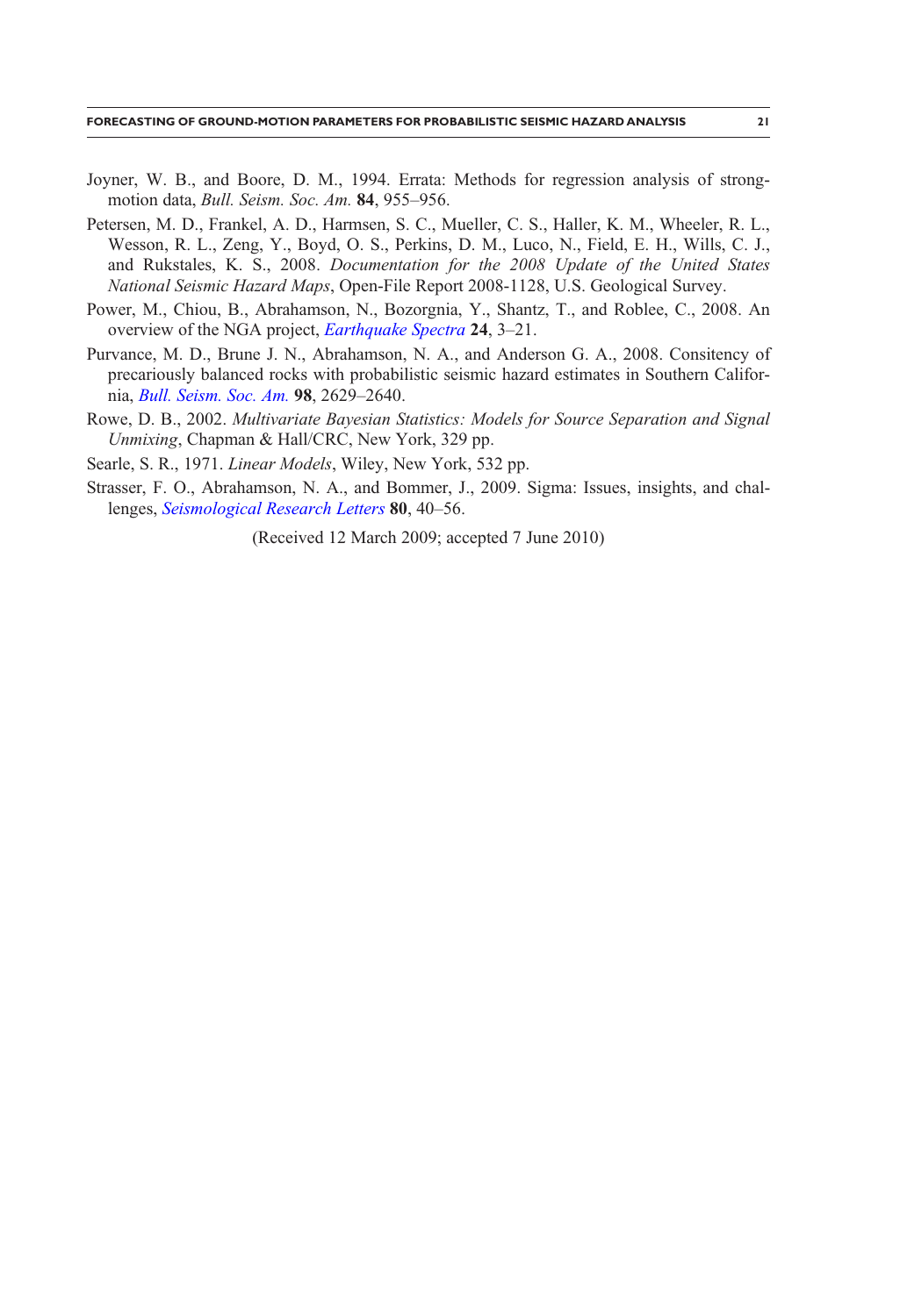Joyner, W. B., and Boore, D. M., 1994. Errata: Methods for regression analysis of strong-motion data, *Bull. Seism. Soc. Am.* **84**, 955–956.

Petersen, M. D., Frankel, A. D., Harmsen, S. C., Mueller, C. S., Haller, K. M., Wheeler, R. L., Wesson, R. L., Zeng, Y., Boyd, O. S., Perkins, D. M., Luco, N., Field, E. H., Wills, C. J., and Rukstales, K. S., 2008. *Documentation for the 2008 Update of the United States National Seismic Hazard Maps*, Open-File Report 2008-1128, U.S. Geological Survey.

Power, M., Chiou, B., Abrahamson, N., Bozorgnia, Y., Shantz, T., and Roblee, C., 2008. An overview of the NGA project, *Earthquake Spectra* **24**, 3–21.

Purvance, M. D., Brune J. N., Abrahamson, N. A., and Anderson G. A., 2008. Consitency of precariously balanced rocks with probabilistic seismic hazard estimates in Southern California, *Bull. Seism. Soc. Am.* **98**, 2629–2640.

Rowe, D. B., 2002. *Multivariate Bayesian Statistics: Models for Source Separation and Signal Unmixing*, Chapman & Hall/CRC, New York, 329 pp.

Searle, S. R., 1971. *Linear Models*, Wiley, New York, 532 pp.

Strasser, F. O., Abrahamson, N. A., and Bommer, J., 2009. Sigma: Issues, insights, and challenges, *Seismological Research Letters* **80**, 40–56.

(Received 12 March 2009; accepted 7 June 2010)